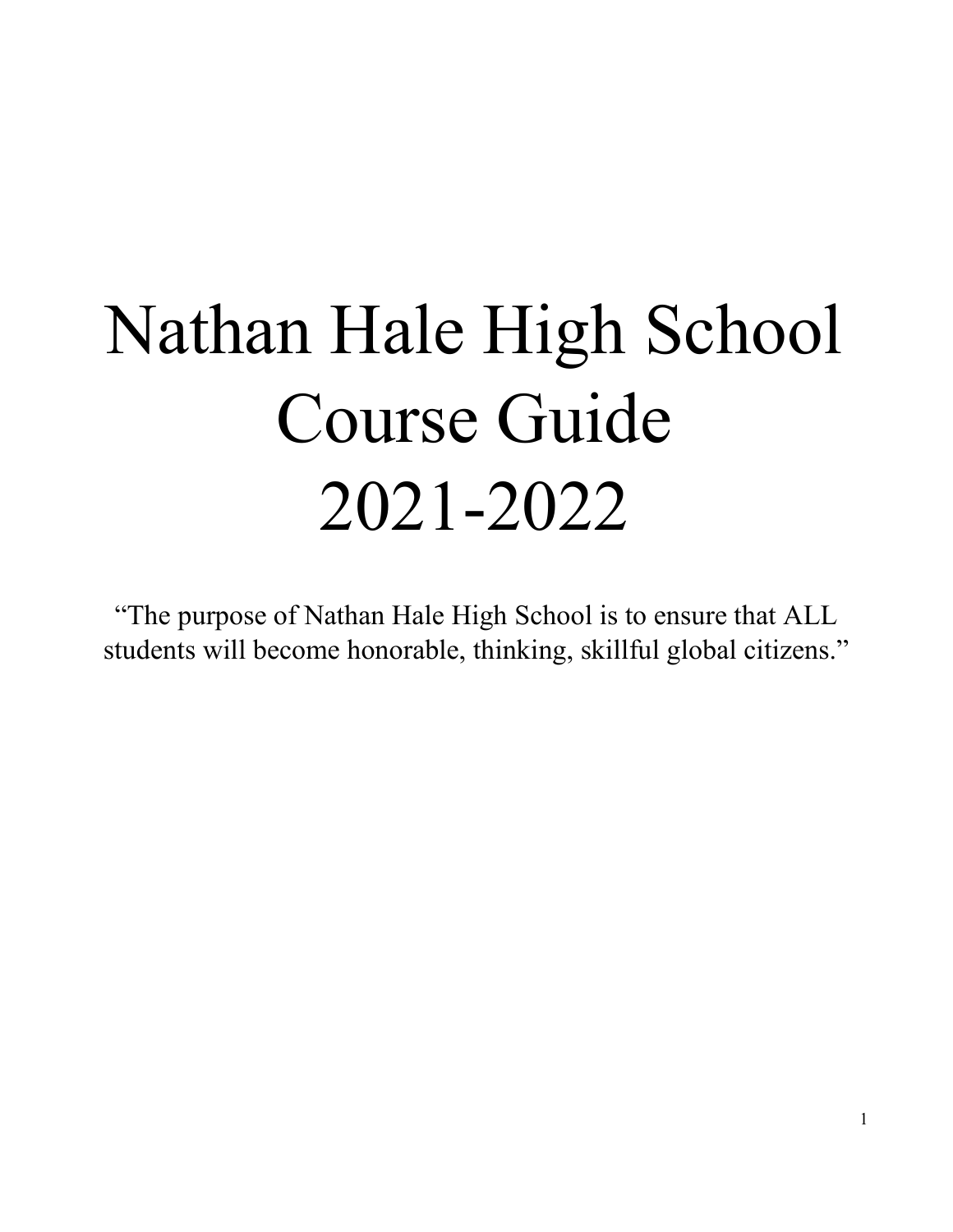# Nathan Hale High School Course Guide 2021-2022

"The purpose of Nathan Hale High School is to ensure that ALL students will become honorable, thinking, skillful global citizens."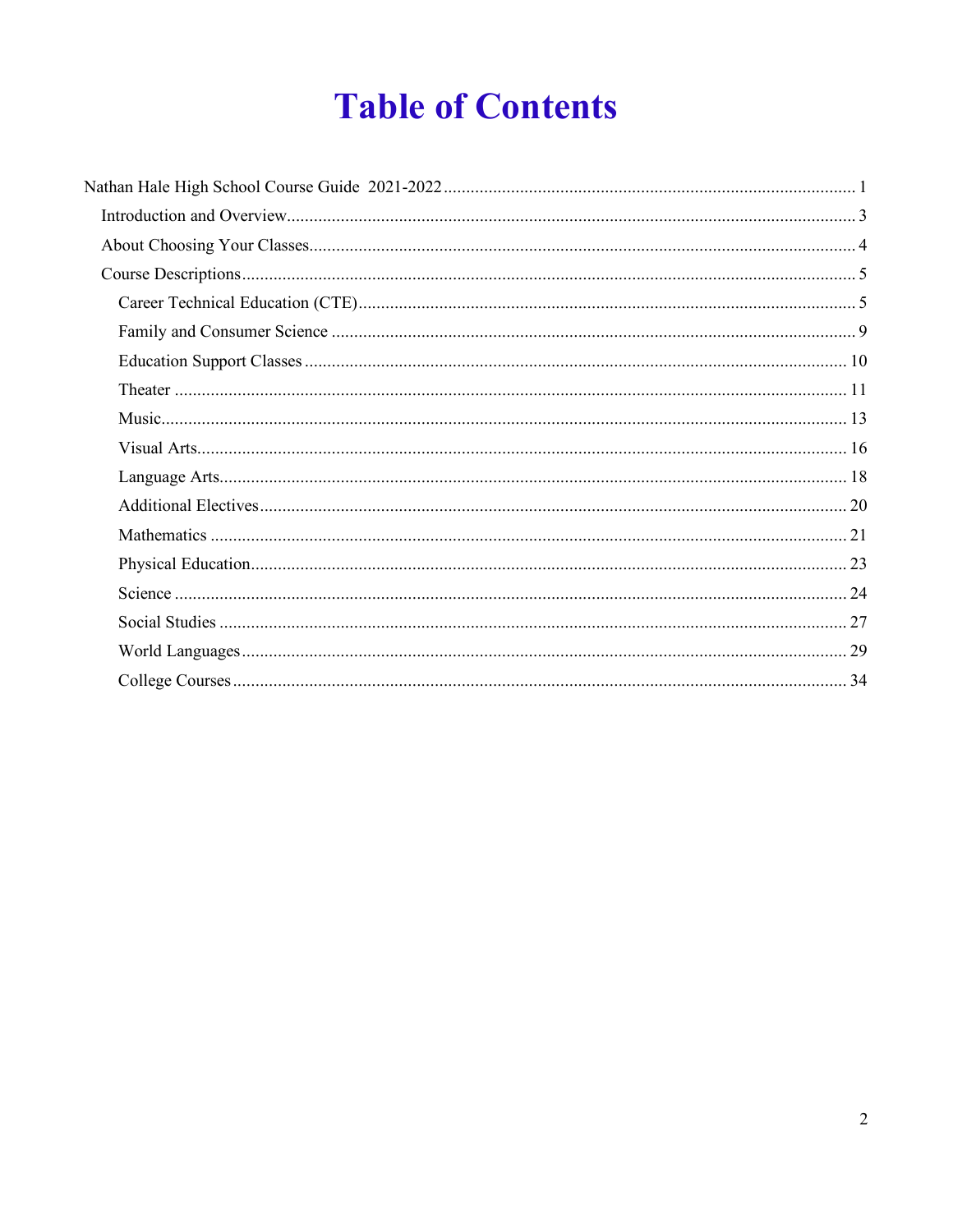# Table of Contents

- Nathan Hale High School Course Guide 2021-2022 ........ 1
  - Introduction and Overview ........ 3
  - About Choosing Your Classes ........ 4
  - Course Descriptions ........ 5
    - Career Technical Education (CTE) ........ 5
    - Family and Consumer Science ........ 9
    - Education Support Classes ........ 10
    - Theater ........ 11
    - Music ........ 13
    - Visual Arts ........ 16
    - Language Arts ........ 18
    - Additional Electives ........ 20
    - Mathematics ........ 21
    - Physical Education ........ 23
    - Science ........ 24
    - Social Studies ........ 27
    - World Languages ........ 29
    - College Courses ........ 34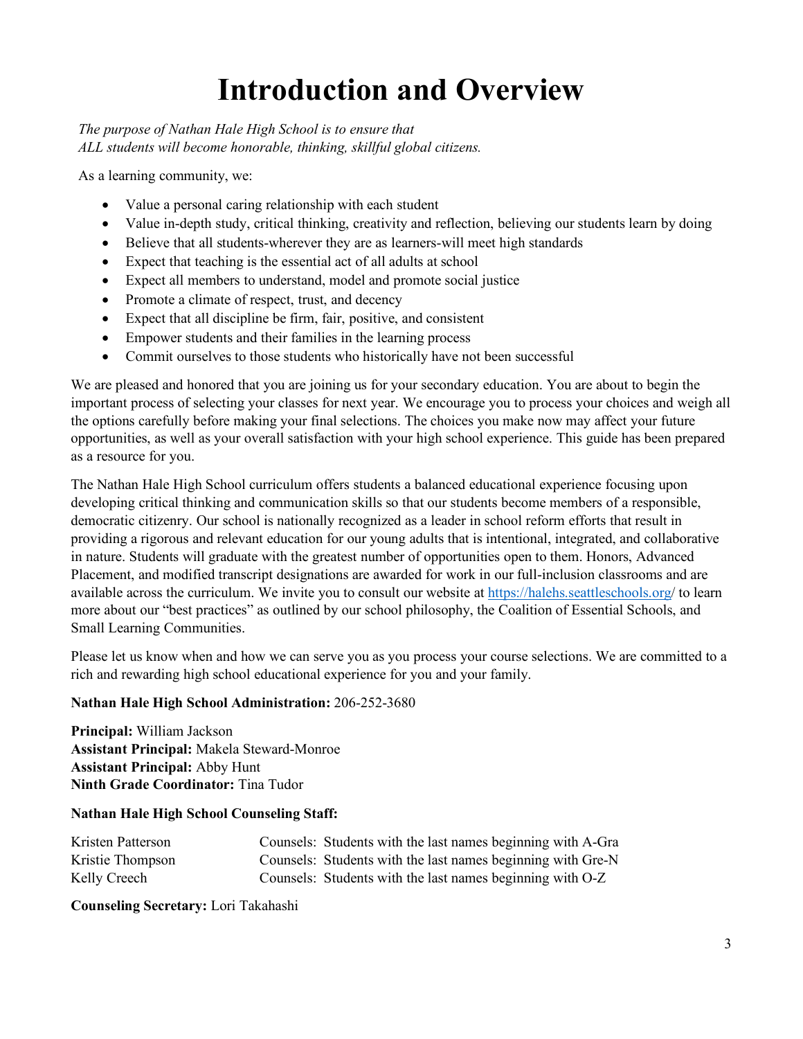# Introduction and Overview

*The purpose of Nathan Hale High School is to ensure that*
*ALL students will become honorable, thinking, skillful global citizens.*

As a learning community, we:

- Value a personal caring relationship with each student
- Value in-depth study, critical thinking, creativity and reflection, believing our students learn by doing
- Believe that all students-wherever they are as learners-will meet high standards
- Expect that teaching is the essential act of all adults at school
- Expect all members to understand, model and promote social justice
- Promote a climate of respect, trust, and decency
- Expect that all discipline be firm, fair, positive, and consistent
- Empower students and their families in the learning process
- Commit ourselves to those students who historically have not been successful

We are pleased and honored that you are joining us for your secondary education. You are about to begin the important process of selecting your classes for next year. We encourage you to process your choices and weigh all the options carefully before making your final selections. The choices you make now may affect your future opportunities, as well as your overall satisfaction with your high school experience. This guide has been prepared as a resource for you.

The Nathan Hale High School curriculum offers students a balanced educational experience focusing upon developing critical thinking and communication skills so that our students become members of a responsible, democratic citizenry. Our school is nationally recognized as a leader in school reform efforts that result in providing a rigorous and relevant education for our young adults that is intentional, integrated, and collaborative in nature. Students will graduate with the greatest number of opportunities open to them. Honors, Advanced Placement, and modified transcript designations are awarded for work in our full-inclusion classrooms and are available across the curriculum. We invite you to consult our website at [https://halehs.seattleschools.org/](https://halehs.seattleschools.org/) to learn more about our "best practices" as outlined by our school philosophy, the Coalition of Essential Schools, and Small Learning Communities.

Please let us know when and how we can serve you as you process your course selections. We are committed to a rich and rewarding high school educational experience for you and your family.

**Nathan Hale High School Administration:** 206-252-3680

**Principal:** William Jackson
**Assistant Principal:** Makela Steward-Monroe
**Assistant Principal:** Abby Hunt
**Ninth Grade Coordinator:** Tina Tudor

**Nathan Hale High School Counseling Staff:**

| | |
|---|---|
| Kristen Patterson | Counsels: Students with the last names beginning with A-Gra |
| Kristie Thompson | Counsels: Students with the last names beginning with Gre-N |
| Kelly Creech | Counsels: Students with the last names beginning with O-Z |

**Counseling Secretary:** Lori Takahashi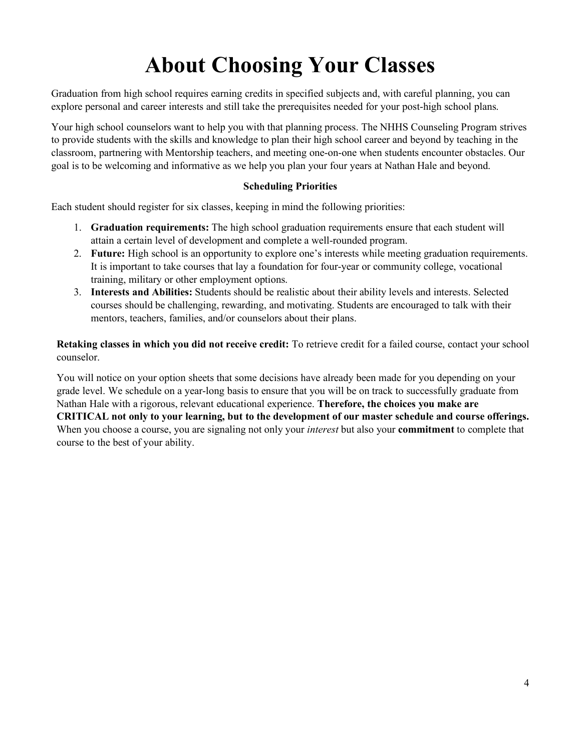# About Choosing Your Classes

Graduation from high school requires earning credits in specified subjects and, with careful planning, you can explore personal and career interests and still take the prerequisites needed for your post-high school plans.

Your high school counselors want to help you with that planning process. The NHHS Counseling Program strives to provide students with the skills and knowledge to plan their high school career and beyond by teaching in the classroom, partnering with Mentorship teachers, and meeting one-on-one when students encounter obstacles. Our goal is to be welcoming and informative as we help you plan your four years at Nathan Hale and beyond.

**Scheduling Priorities**

Each student should register for six classes, keeping in mind the following priorities:

1. **Graduation requirements:** The high school graduation requirements ensure that each student will attain a certain level of development and complete a well-rounded program.
2. **Future:** High school is an opportunity to explore one's interests while meeting graduation requirements. It is important to take courses that lay a foundation for four-year or community college, vocational training, military or other employment options.
3. **Interests and Abilities:** Students should be realistic about their ability levels and interests. Selected courses should be challenging, rewarding, and motivating. Students are encouraged to talk with their mentors, teachers, families, and/or counselors about their plans.

**Retaking classes in which you did not receive credit:** To retrieve credit for a failed course, contact your school counselor.

You will notice on your option sheets that some decisions have already been made for you depending on your grade level. We schedule on a year-long basis to ensure that you will be on track to successfully graduate from Nathan Hale with a rigorous, relevant educational experience. **Therefore, the choices you make are CRITICAL not only to your learning, but to the development of our master schedule and course offerings.** When you choose a course, you are signaling not only your *interest* but also your **commitment** to complete that course to the best of your ability.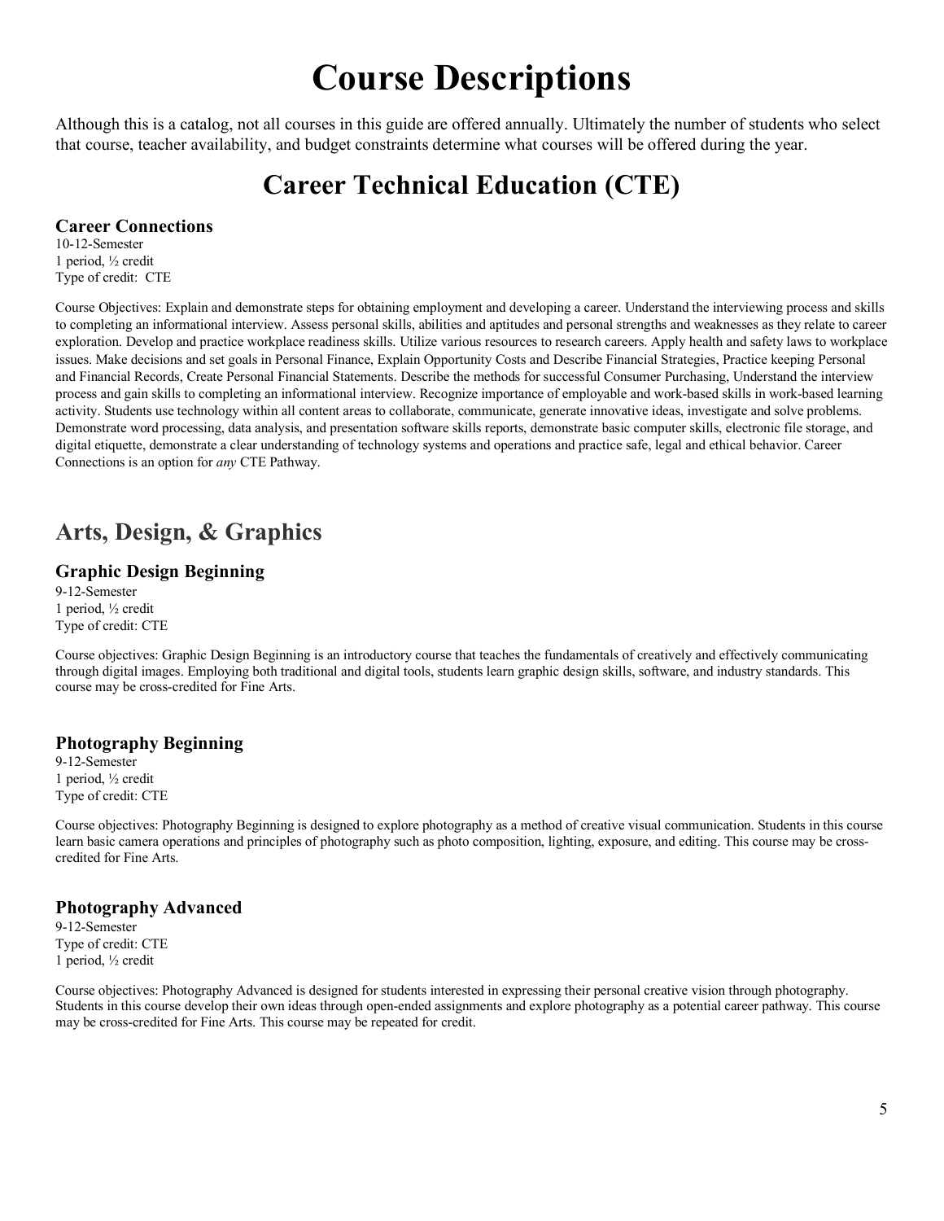# Course Descriptions

Although this is a catalog, not all courses in this guide are offered annually. Ultimately the number of students who select that course, teacher availability, and budget constraints determine what courses will be offered during the year.

# Career Technical Education (CTE)

### Career Connections

10-12-Semester
1 period, ½ credit
Type of credit: CTE

Course Objectives: Explain and demonstrate steps for obtaining employment and developing a career. Understand the interviewing process and skills to completing an informational interview. Assess personal skills, abilities and aptitudes and personal strengths and weaknesses as they relate to career exploration. Develop and practice workplace readiness skills. Utilize various resources to research careers. Apply health and safety laws to workplace issues. Make decisions and set goals in Personal Finance, Explain Opportunity Costs and Describe Financial Strategies, Practice keeping Personal and Financial Records, Create Personal Financial Statements. Describe the methods for successful Consumer Purchasing, Understand the interview process and gain skills to completing an informational interview. Recognize importance of employable and work-based skills in work-based learning activity. Students use technology within all content areas to collaborate, communicate, generate innovative ideas, investigate and solve problems. Demonstrate word processing, data analysis, and presentation software skills reports, demonstrate basic computer skills, electronic file storage, and digital etiquette, demonstrate a clear understanding of technology systems and operations and practice safe, legal and ethical behavior. Career Connections is an option for *any* CTE Pathway.

## Arts, Design, & Graphics

### Graphic Design Beginning

9-12-Semester
1 period, ½ credit
Type of credit: CTE

Course objectives: Graphic Design Beginning is an introductory course that teaches the fundamentals of creatively and effectively communicating through digital images. Employing both traditional and digital tools, students learn graphic design skills, software, and industry standards. This course may be cross-credited for Fine Arts.

### Photography Beginning

9-12-Semester
1 period, ½ credit
Type of credit: CTE

Course objectives: Photography Beginning is designed to explore photography as a method of creative visual communication. Students in this course learn basic camera operations and principles of photography such as photo composition, lighting, exposure, and editing. This course may be cross-credited for Fine Arts.

### Photography Advanced

9-12-Semester
Type of credit: CTE
1 period, ½ credit

Course objectives: Photography Advanced is designed for students interested in expressing their personal creative vision through photography. Students in this course develop their own ideas through open-ended assignments and explore photography as a potential career pathway. This course may be cross-credited for Fine Arts. This course may be repeated for credit.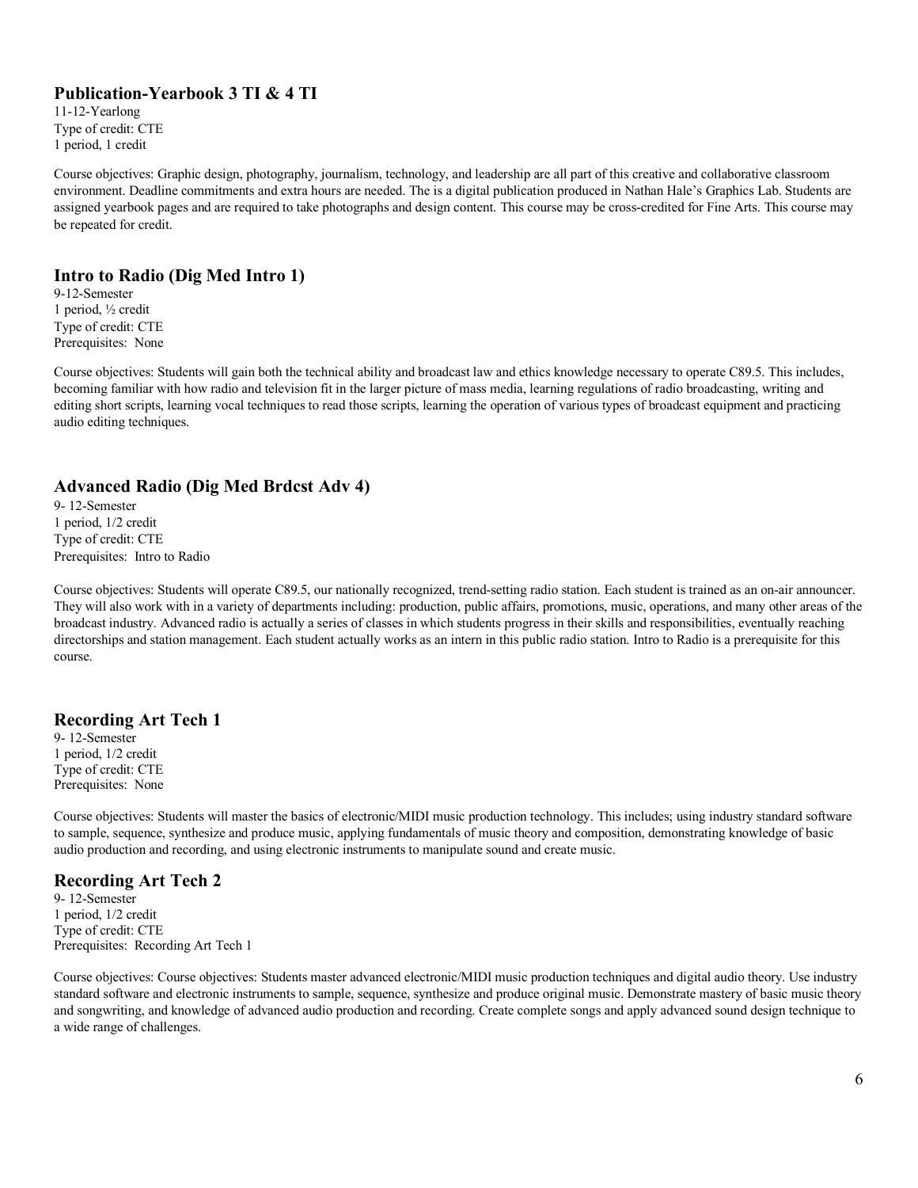## Publication-Yearbook 3 TI & 4 TI

11-12-Yearlong
Type of credit: CTE
1 period, 1 credit

Course objectives: Graphic design, photography, journalism, technology, and leadership are all part of this creative and collaborative classroom environment. Deadline commitments and extra hours are needed. The is a digital publication produced in Nathan Hale's Graphics Lab. Students are assigned yearbook pages and are required to take photographs and design content. This course may be cross-credited for Fine Arts. This course may be repeated for credit.

## Intro to Radio (Dig Med Intro 1)

9-12-Semester
1 period, ½ credit
Type of credit: CTE
Prerequisites: None

Course objectives: Students will gain both the technical ability and broadcast law and ethics knowledge necessary to operate C89.5. This includes, becoming familiar with how radio and television fit in the larger picture of mass media, learning regulations of radio broadcasting, writing and editing short scripts, learning vocal techniques to read those scripts, learning the operation of various types of broadcast equipment and practicing audio editing techniques.

## Advanced Radio (Dig Med Brdcst Adv 4)

9- 12-Semester
1 period, 1/2 credit
Type of credit: CTE
Prerequisites: Intro to Radio

Course objectives: Students will operate C89.5, our nationally recognized, trend-setting radio station. Each student is trained as an on-air announcer. They will also work with in a variety of departments including: production, public affairs, promotions, music, operations, and many other areas of the broadcast industry. Advanced radio is actually a series of classes in which students progress in their skills and responsibilities, eventually reaching directorships and station management. Each student actually works as an intern in this public radio station. Intro to Radio is a prerequisite for this course.

## Recording Art Tech 1

9- 12-Semester
1 period, 1/2 credit
Type of credit: CTE
Prerequisites: None

Course objectives: Students will master the basics of electronic/MIDI music production technology. This includes; using industry standard software to sample, sequence, synthesize and produce music, applying fundamentals of music theory and composition, demonstrating knowledge of basic audio production and recording, and using electronic instruments to manipulate sound and create music.

## Recording Art Tech 2

9- 12-Semester
1 period, 1/2 credit
Type of credit: CTE
Prerequisites: Recording Art Tech 1

Course objectives: Course objectives: Students master advanced electronic/MIDI music production techniques and digital audio theory. Use industry standard software and electronic instruments to sample, sequence, synthesize and produce original music. Demonstrate mastery of basic music theory and songwriting, and knowledge of advanced audio production and recording. Create complete songs and apply advanced sound design technique to a wide range of challenges.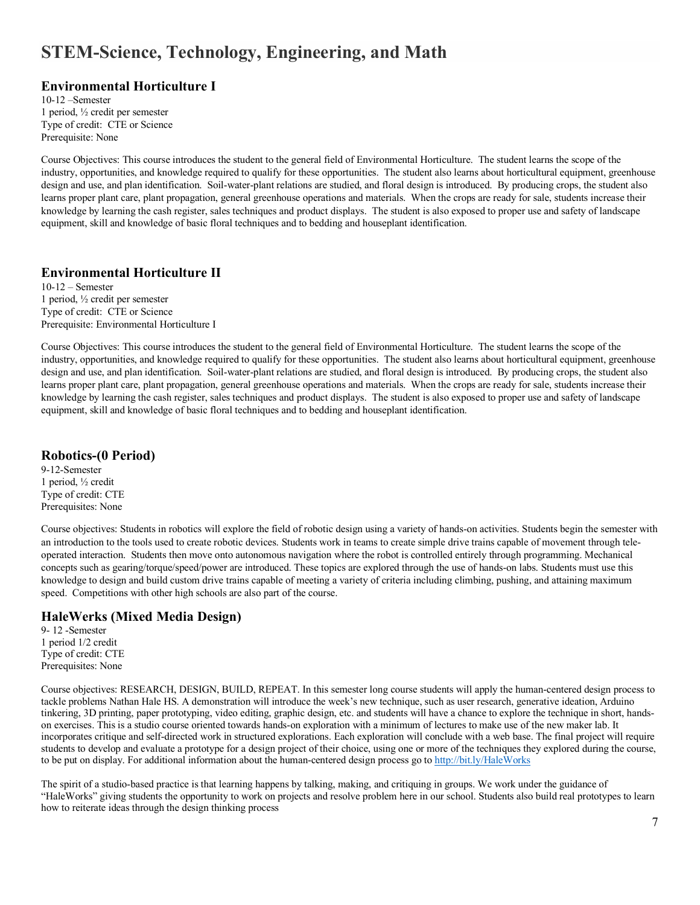# STEM-Science, Technology, Engineering, and Math

## Environmental Horticulture I

10-12 –Semester
1 period, ½ credit per semester
Type of credit: CTE or Science
Prerequisite: None

Course Objectives: This course introduces the student to the general field of Environmental Horticulture. The student learns the scope of the industry, opportunities, and knowledge required to qualify for these opportunities. The student also learns about horticultural equipment, greenhouse design and use, and plan identification. Soil-water-plant relations are studied, and floral design is introduced. By producing crops, the student also learns proper plant care, plant propagation, general greenhouse operations and materials. When the crops are ready for sale, students increase their knowledge by learning the cash register, sales techniques and product displays. The student is also exposed to proper use and safety of landscape equipment, skill and knowledge of basic floral techniques and to bedding and houseplant identification.

## Environmental Horticulture II

10-12 – Semester
1 period, ½ credit per semester
Type of credit: CTE or Science
Prerequisite: Environmental Horticulture I

Course Objectives: This course introduces the student to the general field of Environmental Horticulture. The student learns the scope of the industry, opportunities, and knowledge required to qualify for these opportunities. The student also learns about horticultural equipment, greenhouse design and use, and plan identification. Soil-water-plant relations are studied, and floral design is introduced. By producing crops, the student also learns proper plant care, plant propagation, general greenhouse operations and materials. When the crops are ready for sale, students increase their knowledge by learning the cash register, sales techniques and product displays. The student is also exposed to proper use and safety of landscape equipment, skill and knowledge of basic floral techniques and to bedding and houseplant identification.

## Robotics-(0 Period)

9-12-Semester
1 period, ½ credit
Type of credit: CTE
Prerequisites: None

Course objectives: Students in robotics will explore the field of robotic design using a variety of hands-on activities. Students begin the semester with an introduction to the tools used to create robotic devices. Students work in teams to create simple drive trains capable of movement through tele-operated interaction. Students then move onto autonomous navigation where the robot is controlled entirely through programming. Mechanical concepts such as gearing/torque/speed/power are introduced. These topics are explored through the use of hands-on labs. Students must use this knowledge to design and build custom drive trains capable of meeting a variety of criteria including climbing, pushing, and attaining maximum speed. Competitions with other high schools are also part of the course.

## HaleWerks (Mixed Media Design)

9- 12 -Semester
1 period 1/2 credit
Type of credit: CTE
Prerequisites: None

Course objectives: RESEARCH, DESIGN, BUILD, REPEAT. In this semester long course students will apply the human-centered design process to tackle problems Nathan Hale HS. A demonstration will introduce the week's new technique, such as user research, generative ideation, Arduino tinkering, 3D printing, paper prototyping, video editing, graphic design, etc. and students will have a chance to explore the technique in short, hands-on exercises. This is a studio course oriented towards hands-on exploration with a minimum of lectures to make use of the new maker lab. It incorporates critique and self-directed work in structured explorations. Each exploration will conclude with a web base. The final project will require students to develop and evaluate a prototype for a design project of their choice, using one or more of the techniques they explored during the course, to be put on display. For additional information about the human-centered design process go to [http://bit.ly/HaleWorks](http://bit.ly/HaleWorks)

The spirit of a studio-based practice is that learning happens by talking, making, and critiquing in groups. We work under the guidance of "HaleWorks" giving students the opportunity to work on projects and resolve problem here in our school. Students also build real prototypes to learn how to reiterate ideas through the design thinking process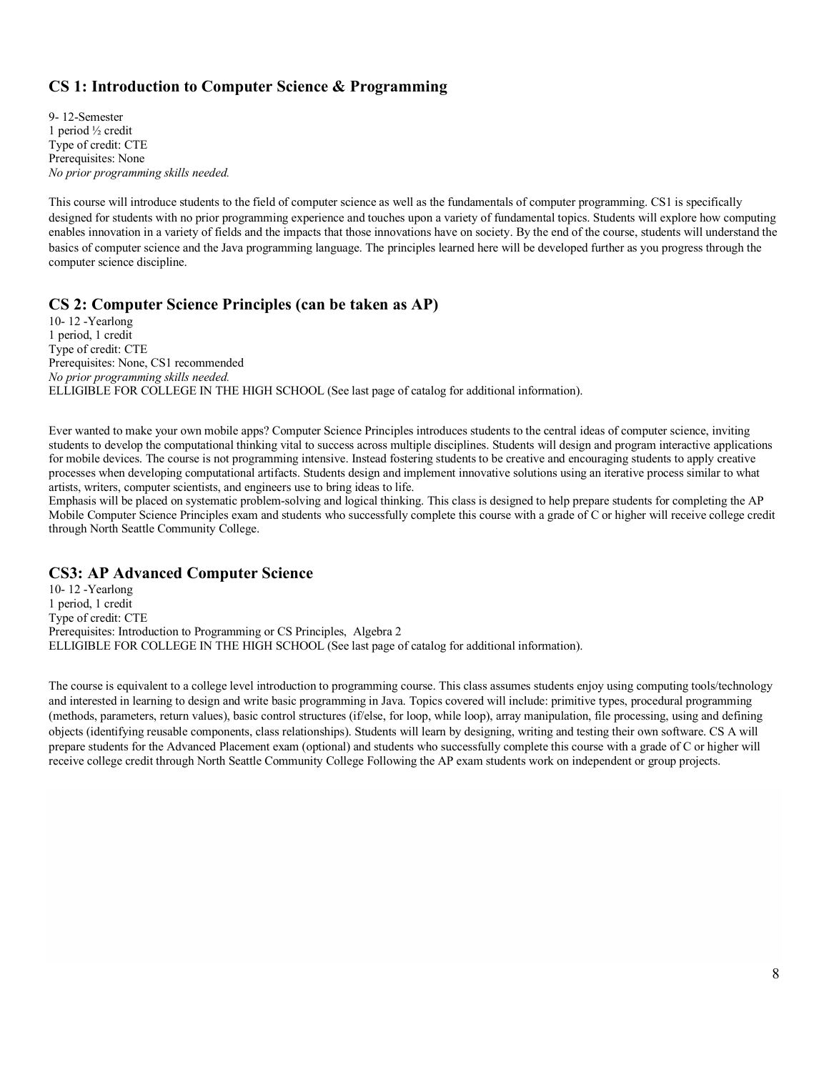## CS 1: Introduction to Computer Science & Programming

9- 12-Semester
1 period ½ credit
Type of credit: CTE
Prerequisites: None
*No prior programming skills needed.*

This course will introduce students to the field of computer science as well as the fundamentals of computer programming. CS1 is specifically designed for students with no prior programming experience and touches upon a variety of fundamental topics. Students will explore how computing enables innovation in a variety of fields and the impacts that those innovations have on society. By the end of the course, students will understand the basics of computer science and the Java programming language. The principles learned here will be developed further as you progress through the computer science discipline.

## CS 2: Computer Science Principles (can be taken as AP)

10- 12 -Yearlong
1 period, 1 credit
Type of credit: CTE
Prerequisites: None, CS1 recommended
*No prior programming skills needed.*
ELLIGIBLE FOR COLLEGE IN THE HIGH SCHOOL (See last page of catalog for additional information).

Ever wanted to make your own mobile apps? Computer Science Principles introduces students to the central ideas of computer science, inviting students to develop the computational thinking vital to success across multiple disciplines. Students will design and program interactive applications for mobile devices. The course is not programming intensive. Instead fostering students to be creative and encouraging students to apply creative processes when developing computational artifacts. Students design and implement innovative solutions using an iterative process similar to what artists, writers, computer scientists, and engineers use to bring ideas to life.
Emphasis will be placed on systematic problem-solving and logical thinking. This class is designed to help prepare students for completing the AP Mobile Computer Science Principles exam and students who successfully complete this course with a grade of C or higher will receive college credit through North Seattle Community College.

## CS3: AP Advanced Computer Science

10- 12 -Yearlong
1 period, 1 credit
Type of credit: CTE
Prerequisites: Introduction to Programming or CS Principles, Algebra 2
ELLIGIBLE FOR COLLEGE IN THE HIGH SCHOOL (See last page of catalog for additional information).

The course is equivalent to a college level introduction to programming course. This class assumes students enjoy using computing tools/technology and interested in learning to design and write basic programming in Java. Topics covered will include: primitive types, procedural programming (methods, parameters, return values), basic control structures (if/else, for loop, while loop), array manipulation, file processing, using and defining objects (identifying reusable components, class relationships). Students will learn by designing, writing and testing their own software. CS A will prepare students for the Advanced Placement exam (optional) and students who successfully complete this course with a grade of C or higher will receive college credit through North Seattle Community College Following the AP exam students work on independent or group projects.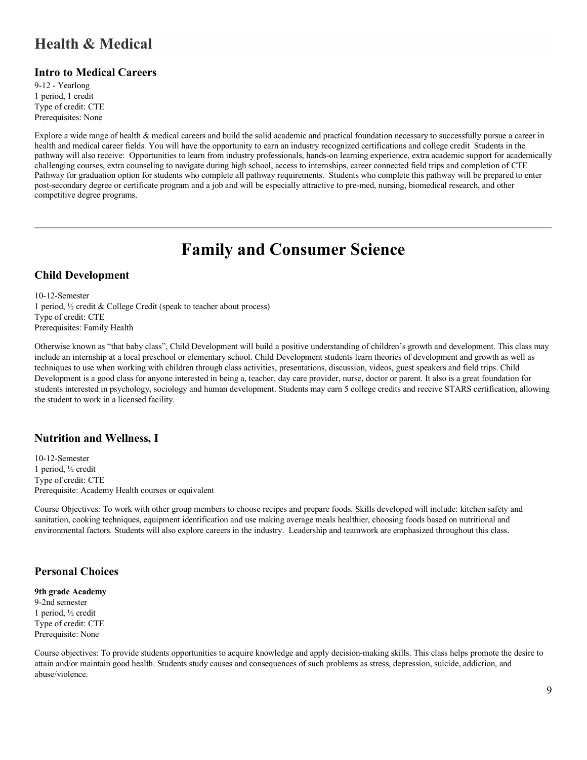## Health & Medical

### Intro to Medical Careers

9-12 - Yearlong
1 period, 1 credit
Type of credit: CTE
Prerequisites: None

Explore a wide range of health & medical careers and build the solid academic and practical foundation necessary to successfully pursue a career in health and medical career fields. You will have the opportunity to earn an industry recognized certifications and college credit Students in the pathway will also receive: Opportunities to learn from industry professionals, hands-on learning experience, extra academic support for academically challenging courses, extra counseling to navigate during high school, access to internships, career connected field trips and completion of CTE Pathway for graduation option for students who complete all pathway requirements. Students who complete this pathway will be prepared to enter post-secondary degree or certificate program and a job and will be especially attractive to pre-med, nursing, biomedical research, and other competitive degree programs.

---

# Family and Consumer Science

### Child Development

10-12-Semester
1 period, ½ credit & College Credit (speak to teacher about process)
Type of credit: CTE
Prerequisites: Family Health

Otherwise known as "that baby class", Child Development will build a positive understanding of children's growth and development. This class may include an internship at a local preschool or elementary school. Child Development students learn theories of development and growth as well as techniques to use when working with children through class activities, presentations, discussion, videos, guest speakers and field trips. Child Development is a good class for anyone interested in being a, teacher, day care provider, nurse, doctor or parent. It also is a great foundation for students interested in psychology, sociology and human development. Students may earn 5 college credits and receive STARS certification, allowing the student to work in a licensed facility.

### Nutrition and Wellness, I

10-12-Semester
1 period, ½ credit
Type of credit: CTE
Prerequisite: Academy Health courses or equivalent

Course Objectives: To work with other group members to choose recipes and prepare foods. Skills developed will include: kitchen safety and sanitation, cooking techniques, equipment identification and use making average meals healthier, choosing foods based on nutritional and environmental factors. Students will also explore careers in the industry. Leadership and teamwork are emphasized throughout this class.

### Personal Choices

**9th grade Academy**
9-2nd semester
1 period, ½ credit
Type of credit: CTE
Prerequisite: None

Course objectives: To provide students opportunities to acquire knowledge and apply decision-making skills. This class helps promote the desire to attain and/or maintain good health. Students study causes and consequences of such problems as stress, depression, suicide, addiction, and abuse/violence.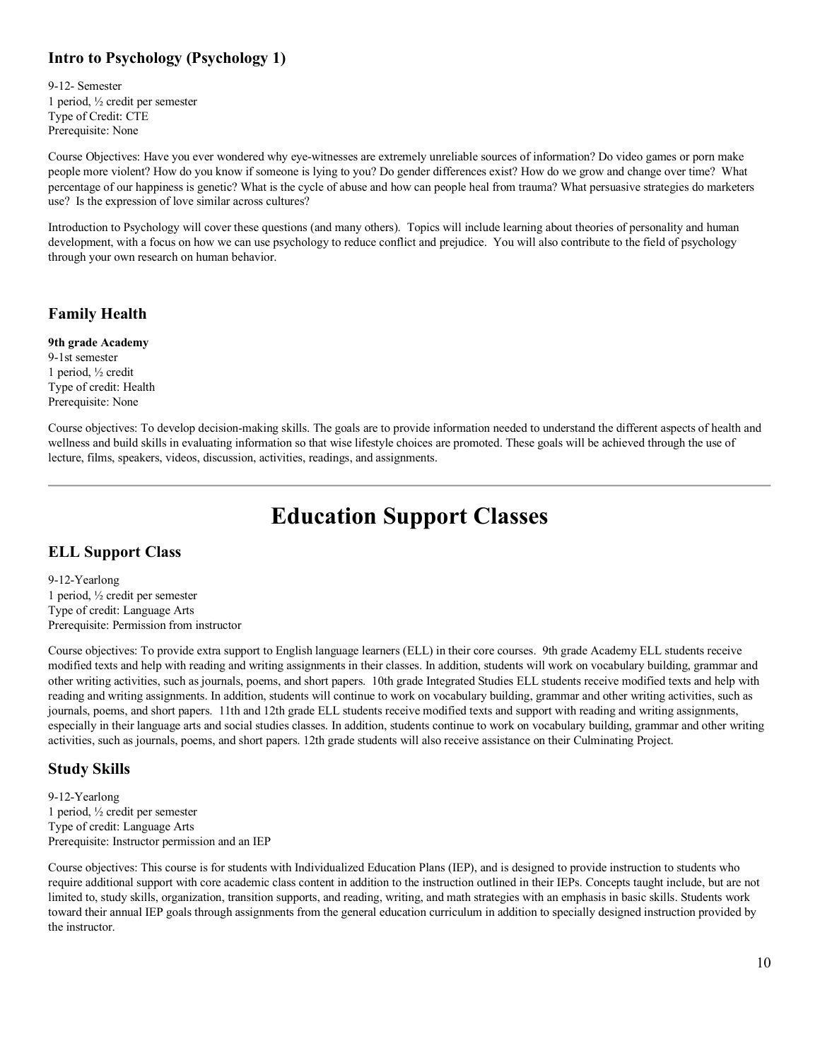### Intro to Psychology (Psychology 1)

9-12- Semester
1 period, ½ credit per semester
Type of Credit: CTE
Prerequisite: None

Course Objectives: Have you ever wondered why eye-witnesses are extremely unreliable sources of information? Do video games or porn make people more violent? How do you know if someone is lying to you? Do gender differences exist? How do we grow and change over time? What percentage of our happiness is genetic? What is the cycle of abuse and how can people heal from trauma? What persuasive strategies do marketers use? Is the expression of love similar across cultures?

Introduction to Psychology will cover these questions (and many others). Topics will include learning about theories of personality and human development, with a focus on how we can use psychology to reduce conflict and prejudice. You will also contribute to the field of psychology through your own research on human behavior.

### Family Health

**9th grade Academy**
9-1st semester
1 period, ½ credit
Type of credit: Health
Prerequisite: None

Course objectives: To develop decision-making skills. The goals are to provide information needed to understand the different aspects of health and wellness and build skills in evaluating information so that wise lifestyle choices are promoted. These goals will be achieved through the use of lecture, films, speakers, videos, discussion, activities, readings, and assignments.

---

## Education Support Classes

### ELL Support Class

9-12-Yearlong
1 period, ½ credit per semester
Type of credit: Language Arts
Prerequisite: Permission from instructor

Course objectives: To provide extra support to English language learners (ELL) in their core courses. 9th grade Academy ELL students receive modified texts and help with reading and writing assignments in their classes. In addition, students will work on vocabulary building, grammar and other writing activities, such as journals, poems, and short papers. 10th grade Integrated Studies ELL students receive modified texts and help with reading and writing assignments. In addition, students will continue to work on vocabulary building, grammar and other writing activities, such as journals, poems, and short papers. 11th and 12th grade ELL students receive modified texts and support with reading and writing assignments, especially in their language arts and social studies classes. In addition, students continue to work on vocabulary building, grammar and other writing activities, such as journals, poems, and short papers. 12th grade students will also receive assistance on their Culminating Project.

### Study Skills

9-12-Yearlong
1 period, ½ credit per semester
Type of credit: Language Arts
Prerequisite: Instructor permission and an IEP

Course objectives: This course is for students with Individualized Education Plans (IEP), and is designed to provide instruction to students who require additional support with core academic class content in addition to the instruction outlined in their IEPs. Concepts taught include, but are not limited to, study skills, organization, transition supports, and reading, writing, and math strategies with an emphasis in basic skills. Students work toward their annual IEP goals through assignments from the general education curriculum in addition to specially designed instruction provided by the instructor.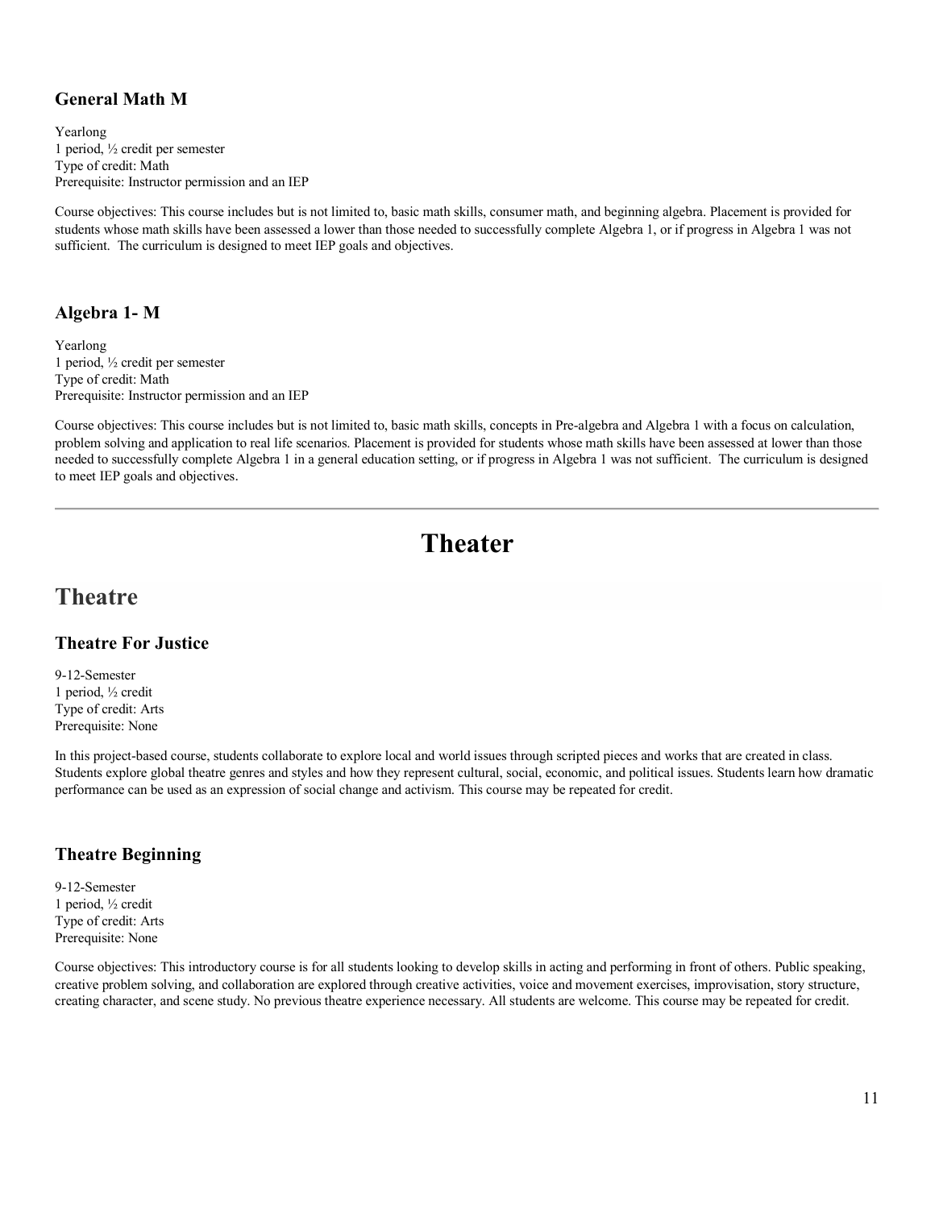### General Math M

Yearlong
1 period, ½ credit per semester
Type of credit: Math
Prerequisite: Instructor permission and an IEP

Course objectives: This course includes but is not limited to, basic math skills, consumer math, and beginning algebra. Placement is provided for students whose math skills have been assessed a lower than those needed to successfully complete Algebra 1, or if progress in Algebra 1 was not sufficient. The curriculum is designed to meet IEP goals and objectives.

### Algebra 1- M

Yearlong
1 period, ½ credit per semester
Type of credit: Math
Prerequisite: Instructor permission and an IEP

Course objectives: This course includes but is not limited to, basic math skills, concepts in Pre-algebra and Algebra 1 with a focus on calculation, problem solving and application to real life scenarios. Placement is provided for students whose math skills have been assessed at lower than those needed to successfully complete Algebra 1 in a general education setting, or if progress in Algebra 1 was not sufficient. The curriculum is designed to meet IEP goals and objectives.

---

# Theater

## Theatre

### Theatre For Justice

9-12-Semester
1 period, ½ credit
Type of credit: Arts
Prerequisite: None

In this project-based course, students collaborate to explore local and world issues through scripted pieces and works that are created in class. Students explore global theatre genres and styles and how they represent cultural, social, economic, and political issues. Students learn how dramatic performance can be used as an expression of social change and activism. This course may be repeated for credit.

### Theatre Beginning

9-12-Semester
1 period, ½ credit
Type of credit: Arts
Prerequisite: None

Course objectives: This introductory course is for all students looking to develop skills in acting and performing in front of others. Public speaking, creative problem solving, and collaboration are explored through creative activities, voice and movement exercises, improvisation, story structure, creating character, and scene study. No previous theatre experience necessary. All students are welcome. This course may be repeated for credit.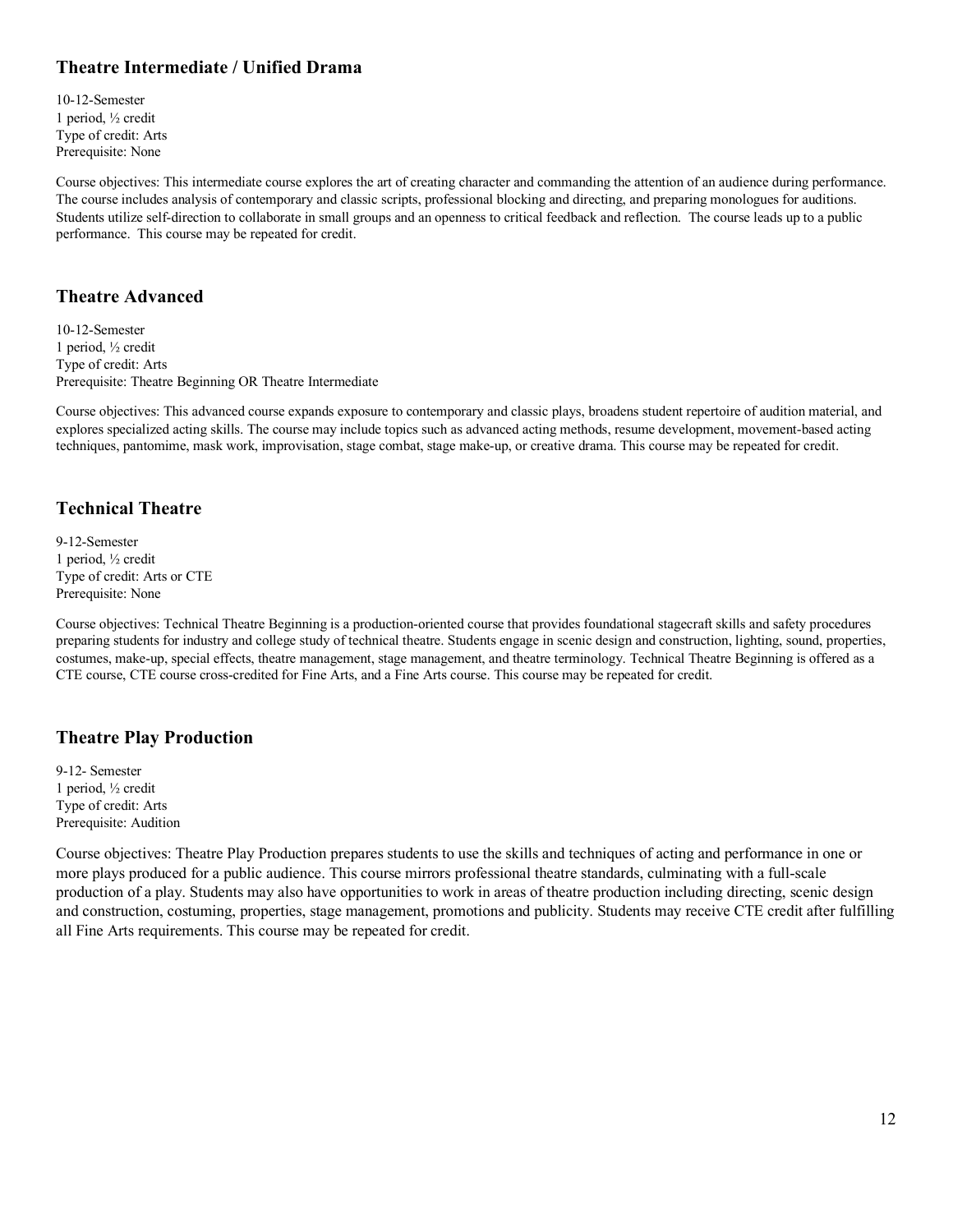## Theatre Intermediate / Unified Drama

10-12-Semester
1 period, ½ credit
Type of credit: Arts
Prerequisite: None

Course objectives: This intermediate course explores the art of creating character and commanding the attention of an audience during performance. The course includes analysis of contemporary and classic scripts, professional blocking and directing, and preparing monologues for auditions. Students utilize self-direction to collaborate in small groups and an openness to critical feedback and reflection. The course leads up to a public performance. This course may be repeated for credit.

## Theatre Advanced

10-12-Semester
1 period, ½ credit
Type of credit: Arts
Prerequisite: Theatre Beginning OR Theatre Intermediate

Course objectives: This advanced course expands exposure to contemporary and classic plays, broadens student repertoire of audition material, and explores specialized acting skills. The course may include topics such as advanced acting methods, resume development, movement-based acting techniques, pantomime, mask work, improvisation, stage combat, stage make-up, or creative drama. This course may be repeated for credit.

## Technical Theatre

9-12-Semester
1 period, ½ credit
Type of credit: Arts or CTE
Prerequisite: None

Course objectives: Technical Theatre Beginning is a production-oriented course that provides foundational stagecraft skills and safety procedures preparing students for industry and college study of technical theatre. Students engage in scenic design and construction, lighting, sound, properties, costumes, make-up, special effects, theatre management, stage management, and theatre terminology. Technical Theatre Beginning is offered as a CTE course, CTE course cross-credited for Fine Arts, and a Fine Arts course. This course may be repeated for credit.

## Theatre Play Production

9-12- Semester
1 period, ½ credit
Type of credit: Arts
Prerequisite: Audition

Course objectives: Theatre Play Production prepares students to use the skills and techniques of acting and performance in one or more plays produced for a public audience. This course mirrors professional theatre standards, culminating with a full-scale production of a play. Students may also have opportunities to work in areas of theatre production including directing, scenic design and construction, costuming, properties, stage management, promotions and publicity. Students may receive CTE credit after fulfilling all Fine Arts requirements. This course may be repeated for credit.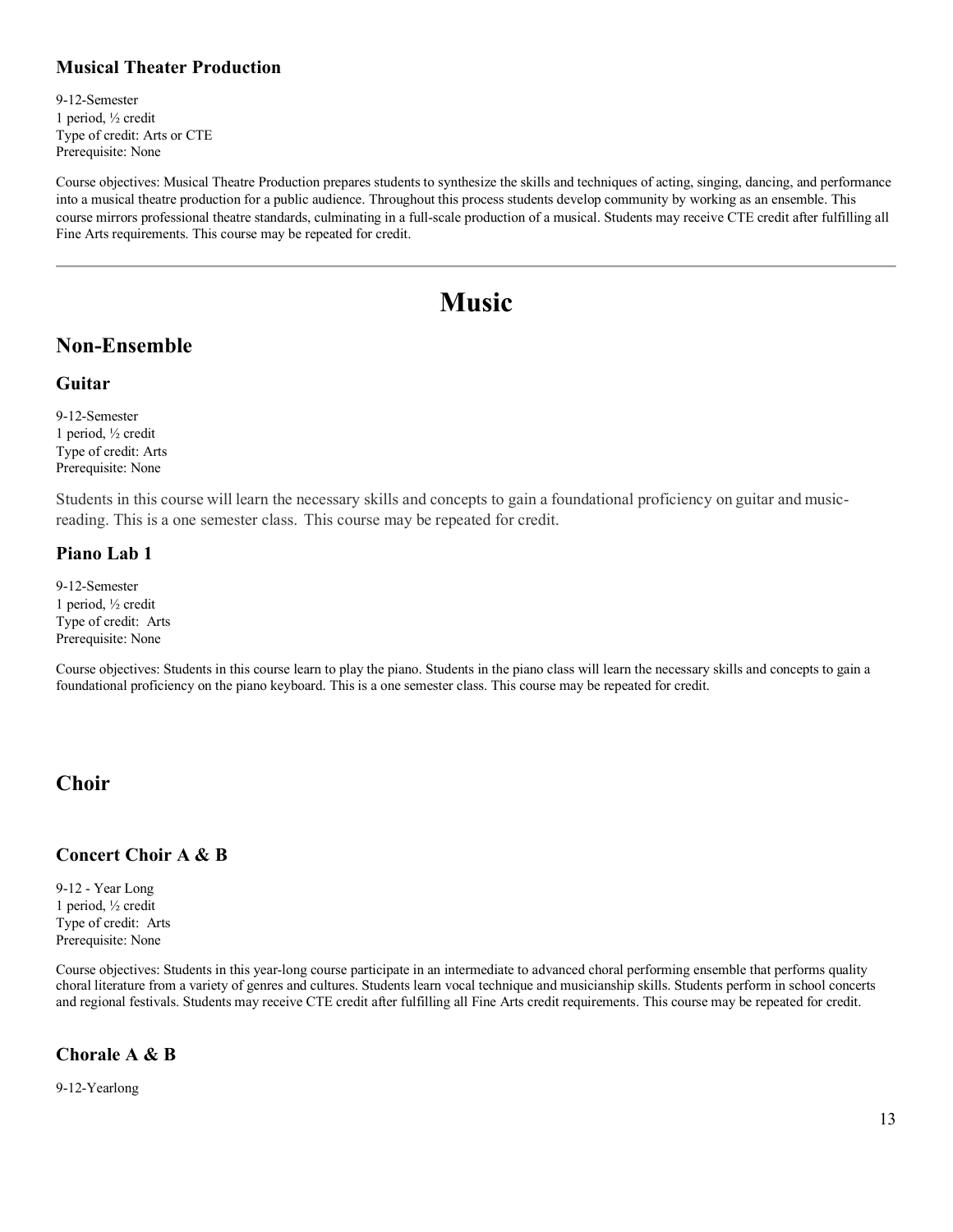### Musical Theater Production

9-12-Semester
1 period, ½ credit
Type of credit: Arts or CTE
Prerequisite: None

Course objectives: Musical Theatre Production prepares students to synthesize the skills and techniques of acting, singing, dancing, and performance into a musical theatre production for a public audience. Throughout this process students develop community by working as an ensemble. This course mirrors professional theatre standards, culminating in a full-scale production of a musical. Students may receive CTE credit after fulfilling all Fine Arts requirements. This course may be repeated for credit.

---

# Music

## Non-Ensemble

### Guitar

9-12-Semester
1 period, ½ credit
Type of credit: Arts
Prerequisite: None

Students in this course will learn the necessary skills and concepts to gain a foundational proficiency on guitar and music-reading. This is a one semester class. This course may be repeated for credit.

### Piano Lab 1

9-12-Semester
1 period, ½ credit
Type of credit: Arts
Prerequisite: None

Course objectives: Students in this course learn to play the piano. Students in the piano class will learn the necessary skills and concepts to gain a foundational proficiency on the piano keyboard. This is a one semester class. This course may be repeated for credit.

## Choir

### Concert Choir A & B

9-12 - Year Long
1 period, ½ credit
Type of credit: Arts
Prerequisite: None

Course objectives: Students in this year-long course participate in an intermediate to advanced choral performing ensemble that performs quality choral literature from a variety of genres and cultures. Students learn vocal technique and musicianship skills. Students perform in school concerts and regional festivals. Students may receive CTE credit after fulfilling all Fine Arts credit requirements. This course may be repeated for credit.

### Chorale A & B

9-12-Yearlong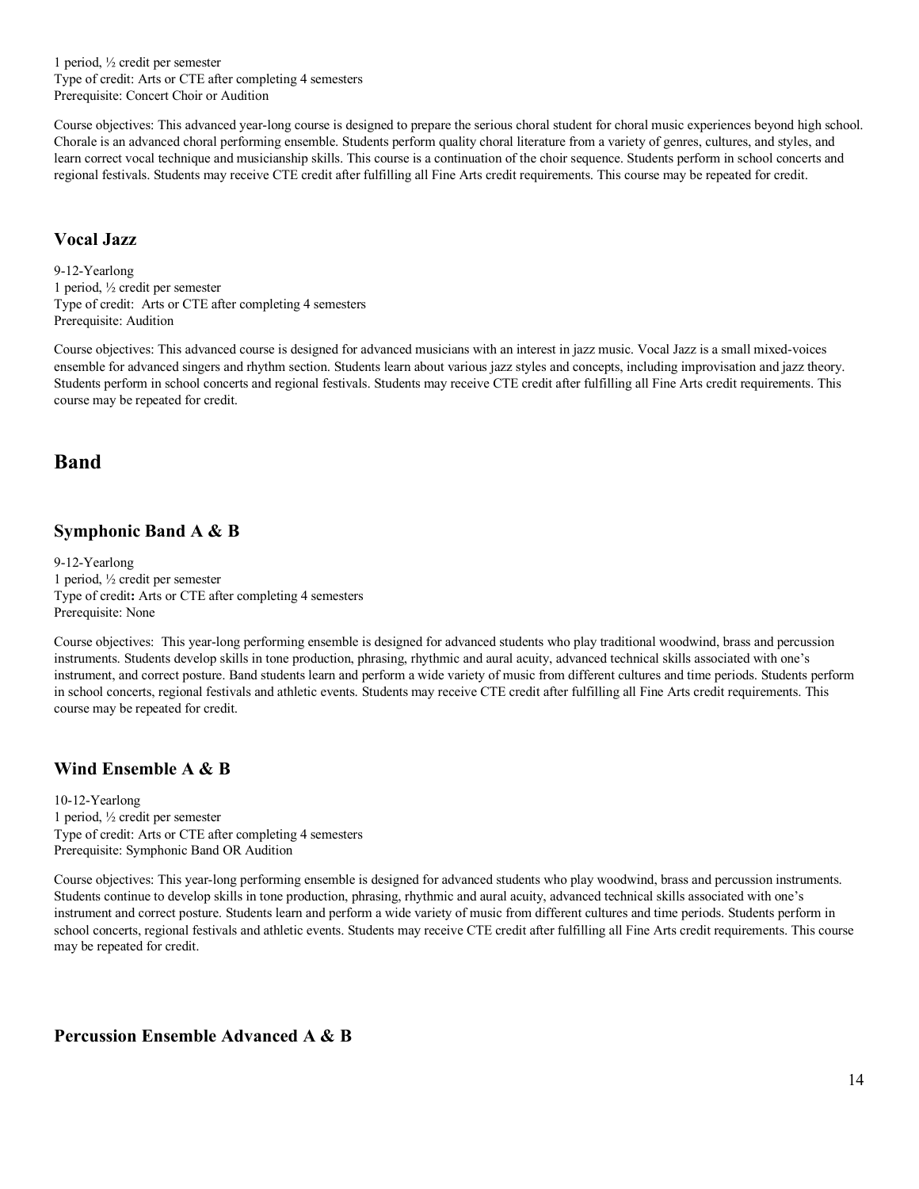1 period, ½ credit per semester
Type of credit: Arts or CTE after completing 4 semesters
Prerequisite: Concert Choir or Audition

Course objectives: This advanced year-long course is designed to prepare the serious choral student for choral music experiences beyond high school. Chorale is an advanced choral performing ensemble. Students perform quality choral literature from a variety of genres, cultures, and styles, and learn correct vocal technique and musicianship skills. This course is a continuation of the choir sequence. Students perform in school concerts and regional festivals. Students may receive CTE credit after fulfilling all Fine Arts credit requirements. This course may be repeated for credit.

### Vocal Jazz

9-12-Yearlong
1 period, ½ credit per semester
Type of credit: Arts or CTE after completing 4 semesters
Prerequisite: Audition

Course objectives: This advanced course is designed for advanced musicians with an interest in jazz music. Vocal Jazz is a small mixed-voices ensemble for advanced singers and rhythm section. Students learn about various jazz styles and concepts, including improvisation and jazz theory. Students perform in school concerts and regional festivals. Students may receive CTE credit after fulfilling all Fine Arts credit requirements. This course may be repeated for credit.

## Band

### Symphonic Band A & B

9-12-Yearlong
1 period, ½ credit per semester
Type of credit**:** Arts or CTE after completing 4 semesters
Prerequisite: None

Course objectives: This year-long performing ensemble is designed for advanced students who play traditional woodwind, brass and percussion instruments. Students develop skills in tone production, phrasing, rhythmic and aural acuity, advanced technical skills associated with one's instrument, and correct posture. Band students learn and perform a wide variety of music from different cultures and time periods. Students perform in school concerts, regional festivals and athletic events. Students may receive CTE credit after fulfilling all Fine Arts credit requirements. This course may be repeated for credit.

### Wind Ensemble A & B

10-12-Yearlong
1 period, ½ credit per semester
Type of credit: Arts or CTE after completing 4 semesters
Prerequisite: Symphonic Band OR Audition

Course objectives: This year-long performing ensemble is designed for advanced students who play woodwind, brass and percussion instruments. Students continue to develop skills in tone production, phrasing, rhythmic and aural acuity, advanced technical skills associated with one's instrument and correct posture. Students learn and perform a wide variety of music from different cultures and time periods. Students perform in school concerts, regional festivals and athletic events. Students may receive CTE credit after fulfilling all Fine Arts credit requirements. This course may be repeated for credit.

### Percussion Ensemble Advanced A & B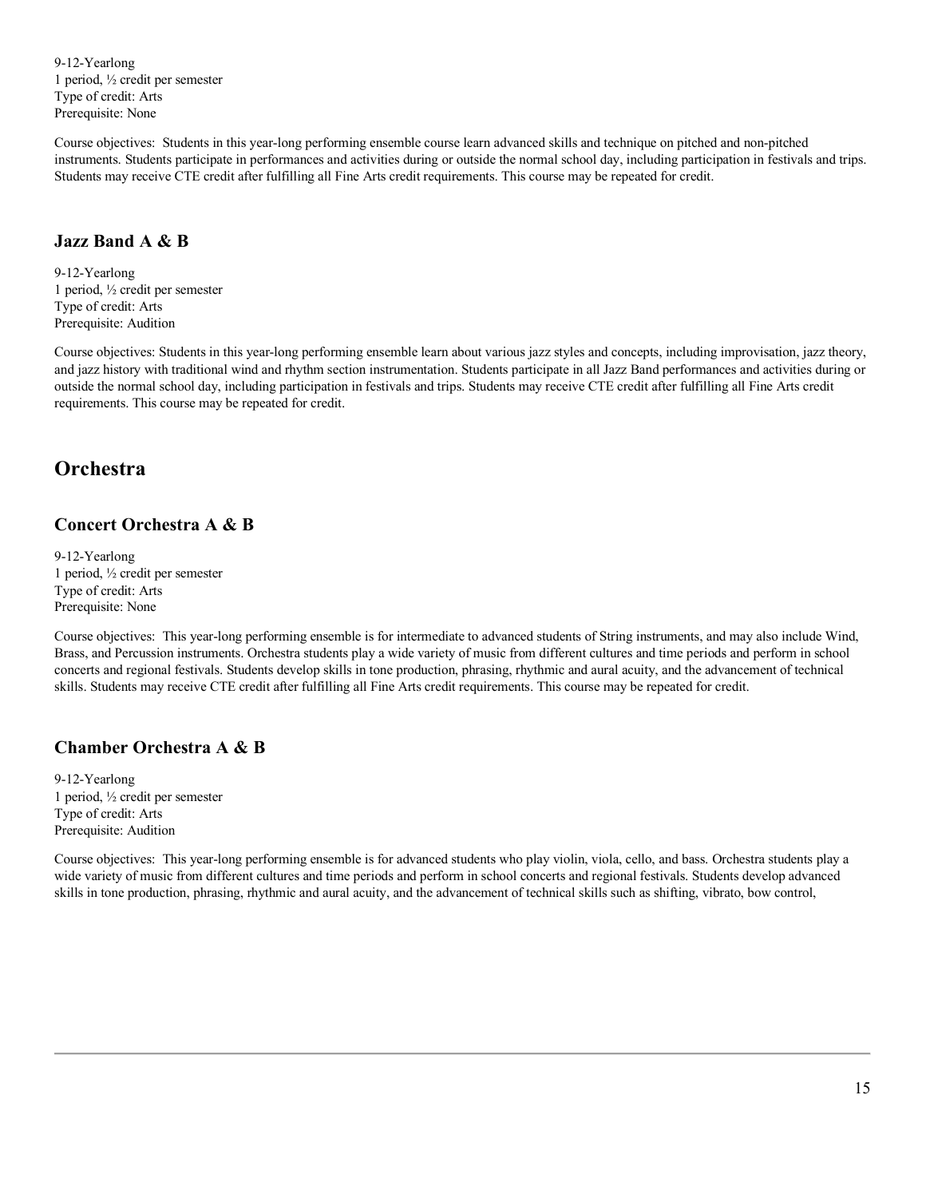9-12-Yearlong
1 period, ½ credit per semester
Type of credit: Arts
Prerequisite: None

Course objectives: Students in this year-long performing ensemble course learn advanced skills and technique on pitched and non-pitched instruments. Students participate in performances and activities during or outside the normal school day, including participation in festivals and trips. Students may receive CTE credit after fulfilling all Fine Arts credit requirements. This course may be repeated for credit.

### Jazz Band A & B

9-12-Yearlong
1 period, ½ credit per semester
Type of credit: Arts
Prerequisite: Audition

Course objectives: Students in this year-long performing ensemble learn about various jazz styles and concepts, including improvisation, jazz theory, and jazz history with traditional wind and rhythm section instrumentation. Students participate in all Jazz Band performances and activities during or outside the normal school day, including participation in festivals and trips. Students may receive CTE credit after fulfilling all Fine Arts credit requirements. This course may be repeated for credit.

## Orchestra

### Concert Orchestra A & B

9-12-Yearlong
1 period, ½ credit per semester
Type of credit: Arts
Prerequisite: None

Course objectives: This year-long performing ensemble is for intermediate to advanced students of String instruments, and may also include Wind, Brass, and Percussion instruments. Orchestra students play a wide variety of music from different cultures and time periods and perform in school concerts and regional festivals. Students develop skills in tone production, phrasing, rhythmic and aural acuity, and the advancement of technical skills. Students may receive CTE credit after fulfilling all Fine Arts credit requirements. This course may be repeated for credit.

### Chamber Orchestra A & B

9-12-Yearlong
1 period, ½ credit per semester
Type of credit: Arts
Prerequisite: Audition

Course objectives: This year-long performing ensemble is for advanced students who play violin, viola, cello, and bass. Orchestra students play a wide variety of music from different cultures and time periods and perform in school concerts and regional festivals. Students develop advanced skills in tone production, phrasing, rhythmic and aural acuity, and the advancement of technical skills such as shifting, vibrato, bow control,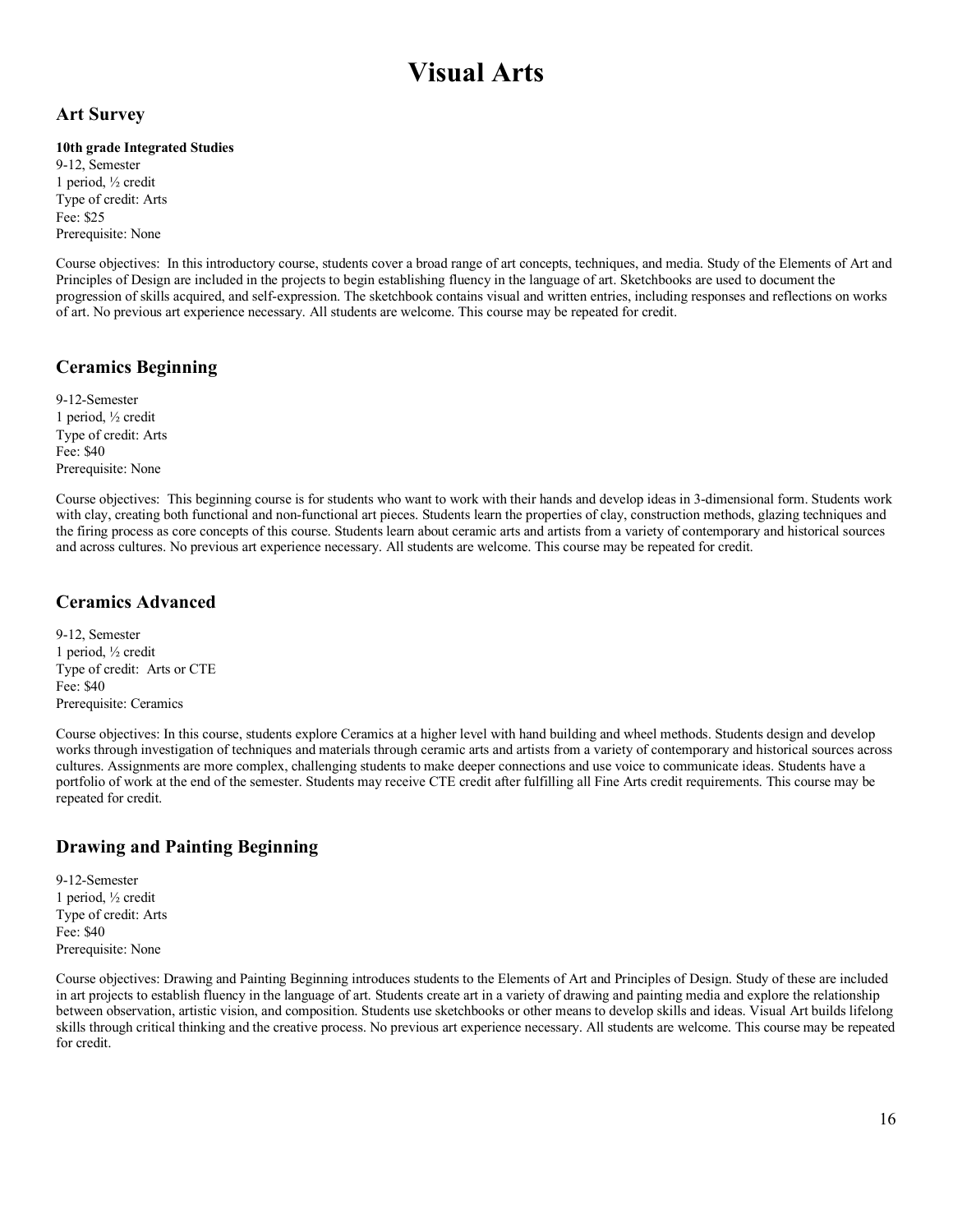# Visual Arts

## Art Survey

**10th grade Integrated Studies**
9-12, Semester
1 period, ½ credit
Type of credit: Arts
Fee: $25
Prerequisite: None

Course objectives: In this introductory course, students cover a broad range of art concepts, techniques, and media. Study of the Elements of Art and Principles of Design are included in the projects to begin establishing fluency in the language of art. Sketchbooks are used to document the progression of skills acquired, and self-expression. The sketchbook contains visual and written entries, including responses and reflections on works of art. No previous art experience necessary. All students are welcome. This course may be repeated for credit.

## Ceramics Beginning

9-12-Semester
1 period, ½ credit
Type of credit: Arts
Fee: $40
Prerequisite: None

Course objectives: This beginning course is for students who want to work with their hands and develop ideas in 3-dimensional form. Students work with clay, creating both functional and non-functional art pieces. Students learn the properties of clay, construction methods, glazing techniques and the firing process as core concepts of this course. Students learn about ceramic arts and artists from a variety of contemporary and historical sources and across cultures. No previous art experience necessary. All students are welcome. This course may be repeated for credit.

## Ceramics Advanced

9-12, Semester
1 period, ½ credit
Type of credit: Arts or CTE
Fee: $40
Prerequisite: Ceramics

Course objectives: In this course, students explore Ceramics at a higher level with hand building and wheel methods. Students design and develop works through investigation of techniques and materials through ceramic arts and artists from a variety of contemporary and historical sources across cultures. Assignments are more complex, challenging students to make deeper connections and use voice to communicate ideas. Students have a portfolio of work at the end of the semester. Students may receive CTE credit after fulfilling all Fine Arts credit requirements. This course may be repeated for credit.

## Drawing and Painting Beginning

9-12-Semester
1 period, ½ credit
Type of credit: Arts
Fee: $40
Prerequisite: None

Course objectives: Drawing and Painting Beginning introduces students to the Elements of Art and Principles of Design. Study of these are included in art projects to establish fluency in the language of art. Students create art in a variety of drawing and painting media and explore the relationship between observation, artistic vision, and composition. Students use sketchbooks or other means to develop skills and ideas. Visual Art builds lifelong skills through critical thinking and the creative process. No previous art experience necessary. All students are welcome. This course may be repeated for credit.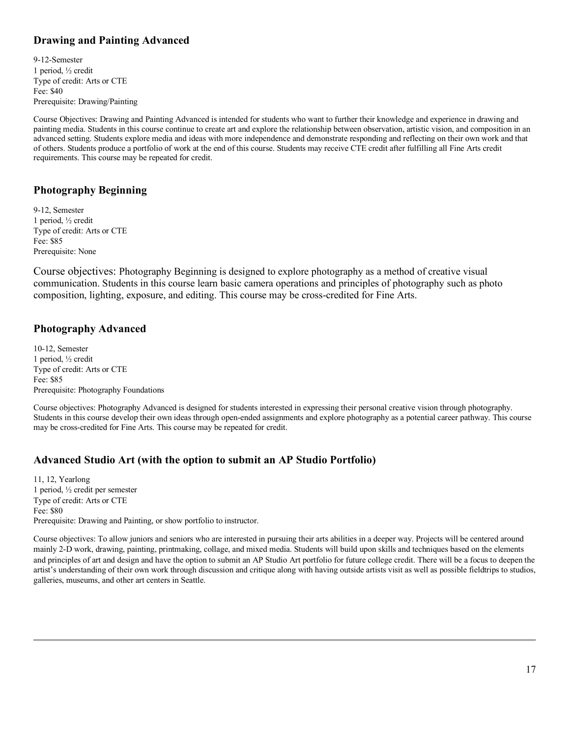## Drawing and Painting Advanced

9-12-Semester
1 period, ½ credit
Type of credit: Arts or CTE
Fee: $40
Prerequisite: Drawing/Painting

Course Objectives: Drawing and Painting Advanced is intended for students who want to further their knowledge and experience in drawing and painting media. Students in this course continue to create art and explore the relationship between observation, artistic vision, and composition in an advanced setting. Students explore media and ideas with more independence and demonstrate responding and reflecting on their own work and that of others. Students produce a portfolio of work at the end of this course. Students may receive CTE credit after fulfilling all Fine Arts credit requirements. This course may be repeated for credit.

## Photography Beginning

9-12, Semester
1 period, ½ credit
Type of credit: Arts or CTE
Fee: $85
Prerequisite: None

Course objectives: Photography Beginning is designed to explore photography as a method of creative visual communication. Students in this course learn basic camera operations and principles of photography such as photo composition, lighting, exposure, and editing. This course may be cross-credited for Fine Arts.

## Photography Advanced

10-12, Semester
1 period, ½ credit
Type of credit: Arts or CTE
Fee: $85
Prerequisite: Photography Foundations

Course objectives: Photography Advanced is designed for students interested in expressing their personal creative vision through photography. Students in this course develop their own ideas through open-ended assignments and explore photography as a potential career pathway. This course may be cross-credited for Fine Arts. This course may be repeated for credit.

## Advanced Studio Art (with the option to submit an AP Studio Portfolio)

11, 12, Yearlong
1 period, ½ credit per semester
Type of credit: Arts or CTE
Fee: $80
Prerequisite: Drawing and Painting, or show portfolio to instructor.

Course objectives: To allow juniors and seniors who are interested in pursuing their arts abilities in a deeper way. Projects will be centered around mainly 2-D work, drawing, painting, printmaking, collage, and mixed media. Students will build upon skills and techniques based on the elements and principles of art and design and have the option to submit an AP Studio Art portfolio for future college credit. There will be a focus to deepen the artist's understanding of their own work through discussion and critique along with having outside artists visit as well as possible fieldtrips to studios, galleries, museums, and other art centers in Seattle.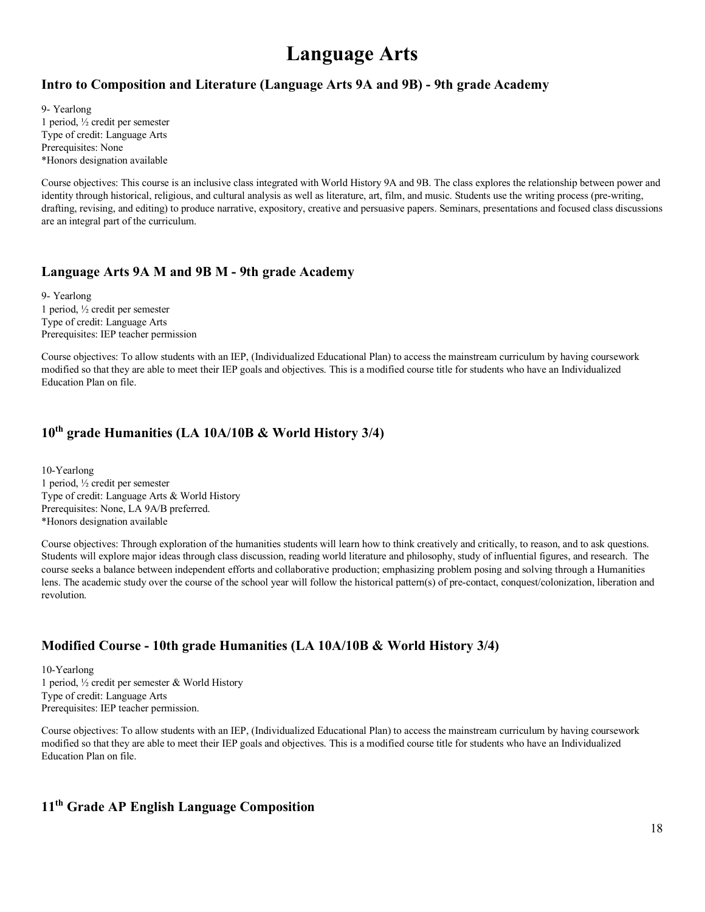# Language Arts

## Intro to Composition and Literature (Language Arts 9A and 9B) - 9th grade Academy

9- Yearlong
1 period, ½ credit per semester
Type of credit: Language Arts
Prerequisites: None
*Honors designation available

Course objectives: This course is an inclusive class integrated with World History 9A and 9B. The class explores the relationship between power and identity through historical, religious, and cultural analysis as well as literature, art, film, and music. Students use the writing process (pre-writing, drafting, revising, and editing) to produce narrative, expository, creative and persuasive papers. Seminars, presentations and focused class discussions are an integral part of the curriculum.

## Language Arts 9A M and 9B M - 9th grade Academy

9- Yearlong
1 period, ½ credit per semester
Type of credit: Language Arts
Prerequisites: IEP teacher permission

Course objectives: To allow students with an IEP, (Individualized Educational Plan) to access the mainstream curriculum by having coursework modified so that they are able to meet their IEP goals and objectives. This is a modified course title for students who have an Individualized Education Plan on file.

## 10th grade Humanities (LA 10A/10B & World History 3/4)

10-Yearlong
1 period, ½ credit per semester
Type of credit: Language Arts & World History
Prerequisites: None, LA 9A/B preferred.
*Honors designation available

Course objectives: Through exploration of the humanities students will learn how to think creatively and critically, to reason, and to ask questions. Students will explore major ideas through class discussion, reading world literature and philosophy, study of influential figures, and research. The course seeks a balance between independent efforts and collaborative production; emphasizing problem posing and solving through a Humanities lens. The academic study over the course of the school year will follow the historical pattern(s) of pre-contact, conquest/colonization, liberation and revolution.

## Modified Course - 10th grade Humanities (LA 10A/10B & World History 3/4)

10-Yearlong
1 period, ½ credit per semester & World History
Type of credit: Language Arts
Prerequisites: IEP teacher permission.

Course objectives: To allow students with an IEP, (Individualized Educational Plan) to access the mainstream curriculum by having coursework modified so that they are able to meet their IEP goals and objectives. This is a modified course title for students who have an Individualized Education Plan on file.

## 11th Grade AP English Language Composition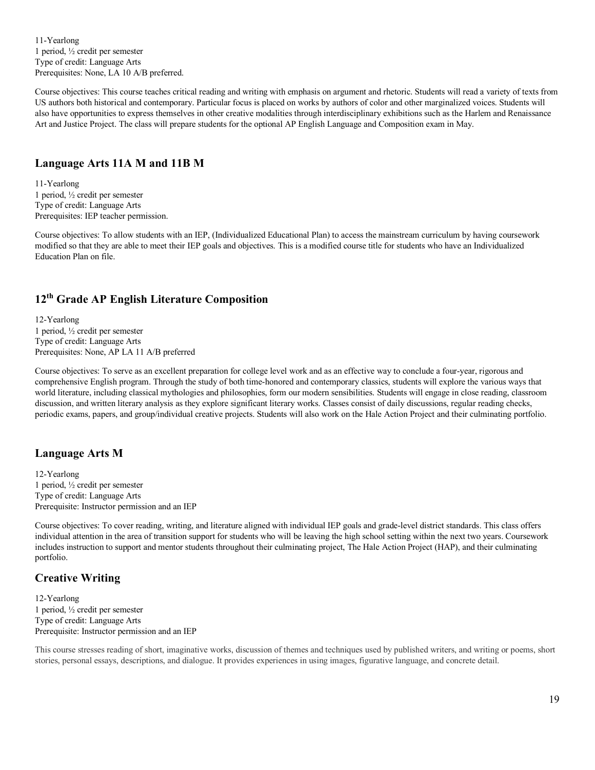11-Yearlong
1 period, ½ credit per semester
Type of credit: Language Arts
Prerequisites: None, LA 10 A/B preferred.

Course objectives: This course teaches critical reading and writing with emphasis on argument and rhetoric. Students will read a variety of texts from US authors both historical and contemporary. Particular focus is placed on works by authors of color and other marginalized voices. Students will also have opportunities to express themselves in other creative modalities through interdisciplinary exhibitions such as the Harlem and Renaissance Art and Justice Project. The class will prepare students for the optional AP English Language and Composition exam in May.

## Language Arts 11A M and 11B M

11-Yearlong
1 period, ½ credit per semester
Type of credit: Language Arts
Prerequisites: IEP teacher permission.

Course objectives: To allow students with an IEP, (Individualized Educational Plan) to access the mainstream curriculum by having coursework modified so that they are able to meet their IEP goals and objectives. This is a modified course title for students who have an Individualized Education Plan on file.

## 12th Grade AP English Literature Composition

12-Yearlong
1 period, ½ credit per semester
Type of credit: Language Arts
Prerequisites: None, AP LA 11 A/B preferred

Course objectives: To serve as an excellent preparation for college level work and as an effective way to conclude a four-year, rigorous and comprehensive English program. Through the study of both time-honored and contemporary classics, students will explore the various ways that world literature, including classical mythologies and philosophies, form our modern sensibilities. Students will engage in close reading, classroom discussion, and written literary analysis as they explore significant literary works. Classes consist of daily discussions, regular reading checks, periodic exams, papers, and group/individual creative projects. Students will also work on the Hale Action Project and their culminating portfolio.

## Language Arts M

12-Yearlong
1 period, ½ credit per semester
Type of credit: Language Arts
Prerequisite: Instructor permission and an IEP

Course objectives: To cover reading, writing, and literature aligned with individual IEP goals and grade-level district standards. This class offers individual attention in the area of transition support for students who will be leaving the high school setting within the next two years. Coursework includes instruction to support and mentor students throughout their culminating project, The Hale Action Project (HAP), and their culminating portfolio.

## Creative Writing

12-Yearlong
1 period, ½ credit per semester
Type of credit: Language Arts
Prerequisite: Instructor permission and an IEP

This course stresses reading of short, imaginative works, discussion of themes and techniques used by published writers, and writing or poems, short stories, personal essays, descriptions, and dialogue. It provides experiences in using images, figurative language, and concrete detail.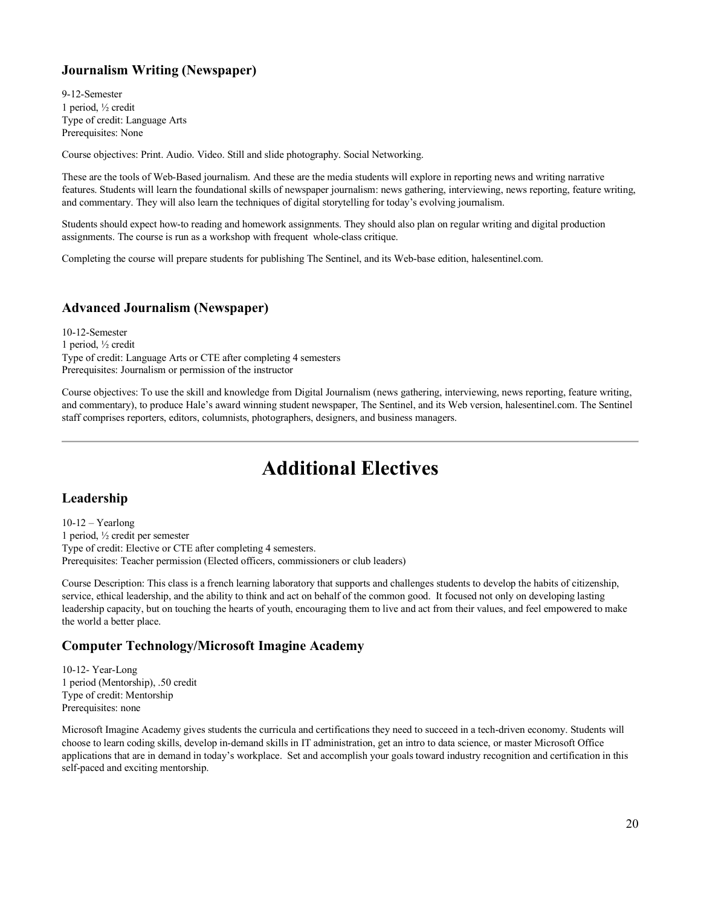### Journalism Writing (Newspaper)

9-12-Semester
1 period, ½ credit
Type of credit: Language Arts
Prerequisites: None

Course objectives: Print. Audio. Video. Still and slide photography. Social Networking.

These are the tools of Web-Based journalism. And these are the media students will explore in reporting news and writing narrative features. Students will learn the foundational skills of newspaper journalism: news gathering, interviewing, news reporting, feature writing, and commentary. They will also learn the techniques of digital storytelling for today's evolving journalism.

Students should expect how-to reading and homework assignments. They should also plan on regular writing and digital production assignments. The course is run as a workshop with frequent whole-class critique.

Completing the course will prepare students for publishing The Sentinel, and its Web-base edition, halesentinel.com.

### Advanced Journalism (Newspaper)

10-12-Semester
1 period, ½ credit
Type of credit: Language Arts or CTE after completing 4 semesters
Prerequisites: Journalism or permission of the instructor

Course objectives: To use the skill and knowledge from Digital Journalism (news gathering, interviewing, news reporting, feature writing, and commentary), to produce Hale's award winning student newspaper, The Sentinel, and its Web version, halesentinel.com. The Sentinel staff comprises reporters, editors, columnists, photographers, designers, and business managers.

---

# Additional Electives

### Leadership

10-12 – Yearlong
1 period, ½ credit per semester
Type of credit: Elective or CTE after completing 4 semesters.
Prerequisites: Teacher permission (Elected officers, commissioners or club leaders)

Course Description: This class is a french learning laboratory that supports and challenges students to develop the habits of citizenship, service, ethical leadership, and the ability to think and act on behalf of the common good. It focused not only on developing lasting leadership capacity, but on touching the hearts of youth, encouraging them to live and act from their values, and feel empowered to make the world a better place.

### Computer Technology/Microsoft Imagine Academy

10-12- Year-Long
1 period (Mentorship), .50 credit
Type of credit: Mentorship
Prerequisites: none

Microsoft Imagine Academy gives students the curricula and certifications they need to succeed in a tech-driven economy. Students will choose to learn coding skills, develop in-demand skills in IT administration, get an intro to data science, or master Microsoft Office applications that are in demand in today's workplace. Set and accomplish your goals toward industry recognition and certification in this self-paced and exciting mentorship.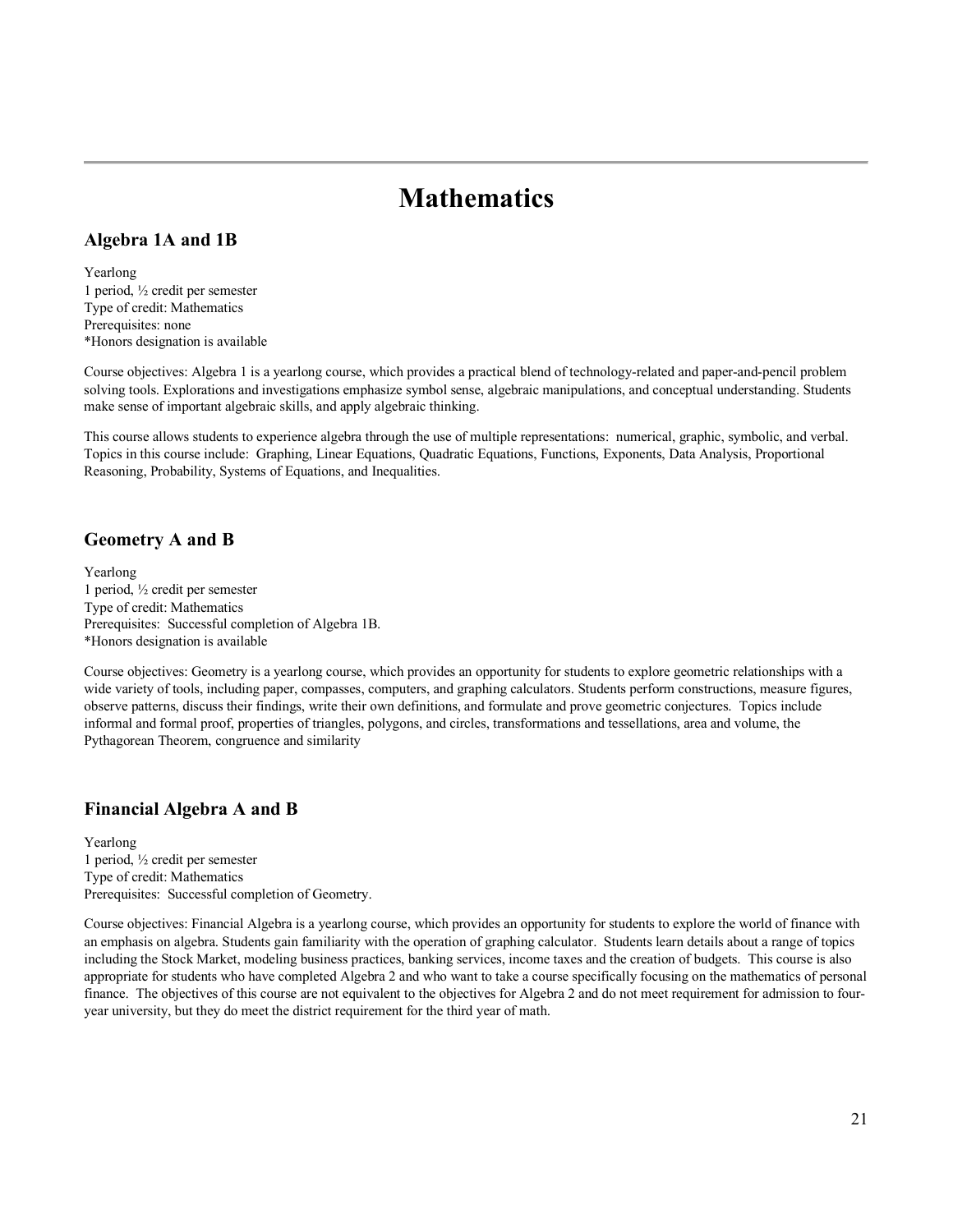# Mathematics

## Algebra 1A and 1B

Yearlong
1 period, ½ credit per semester
Type of credit: Mathematics
Prerequisites: none
*Honors designation is available

Course objectives: Algebra 1 is a yearlong course, which provides a practical blend of technology-related and paper-and-pencil problem solving tools. Explorations and investigations emphasize symbol sense, algebraic manipulations, and conceptual understanding. Students make sense of important algebraic skills, and apply algebraic thinking.

This course allows students to experience algebra through the use of multiple representations: numerical, graphic, symbolic, and verbal. Topics in this course include: Graphing, Linear Equations, Quadratic Equations, Functions, Exponents, Data Analysis, Proportional Reasoning, Probability, Systems of Equations, and Inequalities.

## Geometry A and B

Yearlong
1 period, ½ credit per semester
Type of credit: Mathematics
Prerequisites: Successful completion of Algebra 1B.
*Honors designation is available

Course objectives: Geometry is a yearlong course, which provides an opportunity for students to explore geometric relationships with a wide variety of tools, including paper, compasses, computers, and graphing calculators. Students perform constructions, measure figures, observe patterns, discuss their findings, write their own definitions, and formulate and prove geometric conjectures. Topics include informal and formal proof, properties of triangles, polygons, and circles, transformations and tessellations, area and volume, the Pythagorean Theorem, congruence and similarity

## Financial Algebra A and B

Yearlong
1 period, ½ credit per semester
Type of credit: Mathematics
Prerequisites: Successful completion of Geometry.

Course objectives: Financial Algebra is a yearlong course, which provides an opportunity for students to explore the world of finance with an emphasis on algebra. Students gain familiarity with the operation of graphing calculator. Students learn details about a range of topics including the Stock Market, modeling business practices, banking services, income taxes and the creation of budgets. This course is also appropriate for students who have completed Algebra 2 and who want to take a course specifically focusing on the mathematics of personal finance. The objectives of this course are not equivalent to the objectives for Algebra 2 and do not meet requirement for admission to four-year university, but they do meet the district requirement for the third year of math.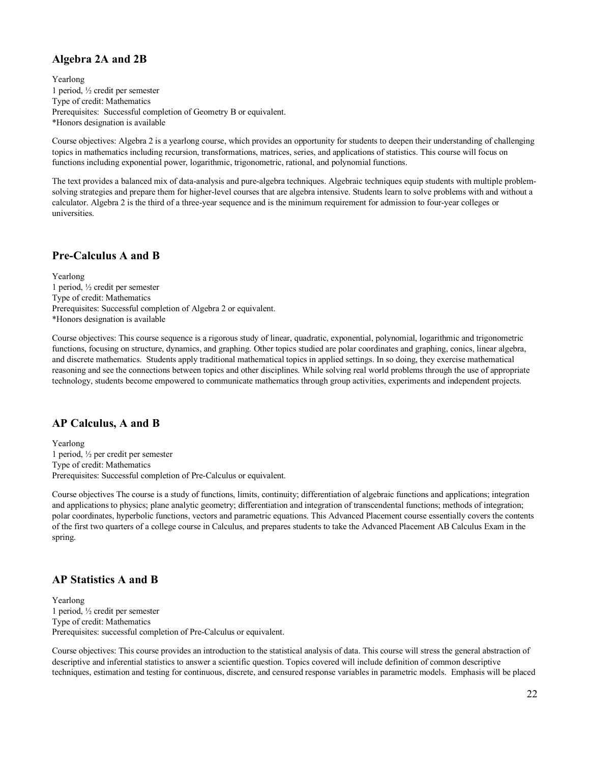## Algebra 2A and 2B

Yearlong
1 period, ½ credit per semester
Type of credit: Mathematics
Prerequisites: Successful completion of Geometry B or equivalent.
*Honors designation is available

Course objectives: Algebra 2 is a yearlong course, which provides an opportunity for students to deepen their understanding of challenging topics in mathematics including recursion, transformations, matrices, series, and applications of statistics. This course will focus on functions including exponential power, logarithmic, trigonometric, rational, and polynomial functions.

The text provides a balanced mix of data-analysis and pure-algebra techniques. Algebraic techniques equip students with multiple problem-solving strategies and prepare them for higher-level courses that are algebra intensive. Students learn to solve problems with and without a calculator. Algebra 2 is the third of a three-year sequence and is the minimum requirement for admission to four-year colleges or universities.

## Pre-Calculus A and B

Yearlong
1 period, ½ credit per semester
Type of credit: Mathematics
Prerequisites: Successful completion of Algebra 2 or equivalent.
*Honors designation is available

Course objectives: This course sequence is a rigorous study of linear, quadratic, exponential, polynomial, logarithmic and trigonometric functions, focusing on structure, dynamics, and graphing. Other topics studied are polar coordinates and graphing, conics, linear algebra, and discrete mathematics. Students apply traditional mathematical topics in applied settings. In so doing, they exercise mathematical reasoning and see the connections between topics and other disciplines. While solving real world problems through the use of appropriate technology, students become empowered to communicate mathematics through group activities, experiments and independent projects.

## AP Calculus, A and B

Yearlong
1 period, ½ per credit per semester
Type of credit: Mathematics
Prerequisites: Successful completion of Pre-Calculus or equivalent.

Course objectives The course is a study of functions, limits, continuity; differentiation of algebraic functions and applications; integration and applications to physics; plane analytic geometry; differentiation and integration of transcendental functions; methods of integration; polar coordinates, hyperbolic functions, vectors and parametric equations. This Advanced Placement course essentially covers the contents of the first two quarters of a college course in Calculus, and prepares students to take the Advanced Placement AB Calculus Exam in the spring.

## AP Statistics A and B

Yearlong
1 period, ½ credit per semester
Type of credit: Mathematics
Prerequisites: successful completion of Pre-Calculus or equivalent.

Course objectives: This course provides an introduction to the statistical analysis of data. This course will stress the general abstraction of descriptive and inferential statistics to answer a scientific question. Topics covered will include definition of common descriptive techniques, estimation and testing for continuous, discrete, and censured response variables in parametric models. Emphasis will be placed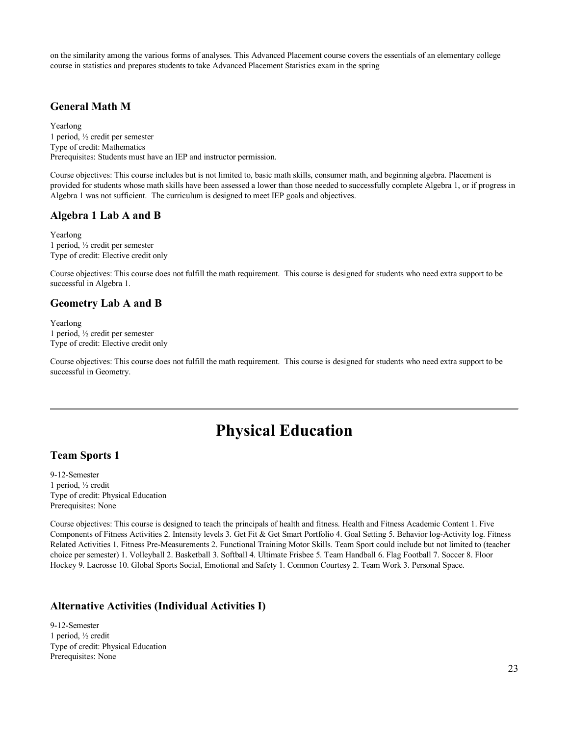on the similarity among the various forms of analyses. This Advanced Placement course covers the essentials of an elementary college course in statistics and prepares students to take Advanced Placement Statistics exam in the spring

### General Math M

Yearlong
1 period, ½ credit per semester
Type of credit: Mathematics
Prerequisites: Students must have an IEP and instructor permission.

Course objectives: This course includes but is not limited to, basic math skills, consumer math, and beginning algebra. Placement is provided for students whose math skills have been assessed a lower than those needed to successfully complete Algebra 1, or if progress in Algebra 1 was not sufficient. The curriculum is designed to meet IEP goals and objectives.

### Algebra 1 Lab A and B

Yearlong
1 period, ½ credit per semester
Type of credit: Elective credit only

Course objectives: This course does not fulfill the math requirement. This course is designed for students who need extra support to be successful in Algebra 1.

### Geometry Lab A and B

Yearlong
1 period, ½ credit per semester
Type of credit: Elective credit only

Course objectives: This course does not fulfill the math requirement. This course is designed for students who need extra support to be successful in Geometry.

---

# Physical Education

### Team Sports 1

9-12-Semester
1 period, ½ credit
Type of credit: Physical Education
Prerequisites: None

Course objectives: This course is designed to teach the principals of health and fitness. Health and Fitness Academic Content 1. Five Components of Fitness Activities 2. Intensity levels 3. Get Fit & Get Smart Portfolio 4. Goal Setting 5. Behavior log-Activity log. Fitness Related Activities 1. Fitness Pre-Measurements 2. Functional Training Motor Skills. Team Sport could include but not limited to (teacher choice per semester) 1. Volleyball 2. Basketball 3. Softball 4. Ultimate Frisbee 5. Team Handball 6. Flag Football 7. Soccer 8. Floor Hockey 9. Lacrosse 10. Global Sports Social, Emotional and Safety 1. Common Courtesy 2. Team Work 3. Personal Space.

### Alternative Activities (Individual Activities I)

9-12-Semester
1 period, ½ credit
Type of credit: Physical Education
Prerequisites: None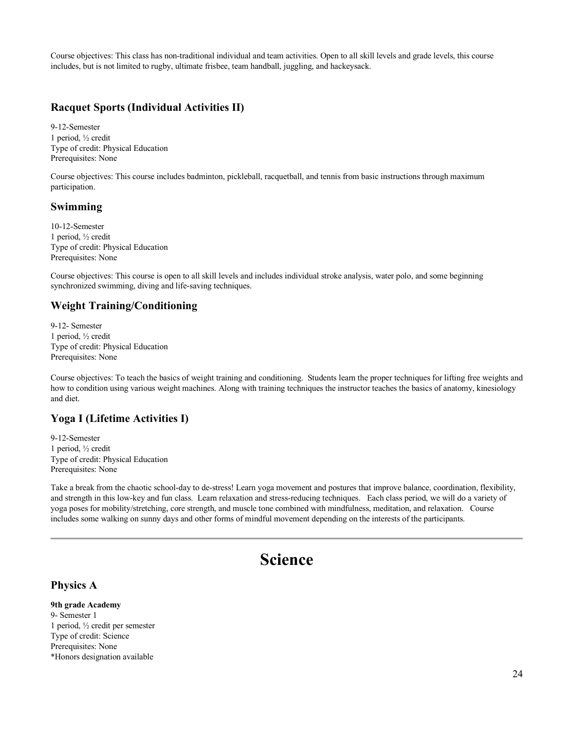Course objectives: This class has non-traditional individual and team activities. Open to all skill levels and grade levels, this course includes, but is not limited to rugby, ultimate frisbee, team handball, juggling, and hackeysack.

### Racquet Sports (Individual Activities II)

9-12-Semester
1 period, ½ credit
Type of credit: Physical Education
Prerequisites: None

Course objectives: This course includes badminton, pickleball, racquetball, and tennis from basic instructions through maximum participation.

### Swimming

10-12-Semester
1 period, ½ credit
Type of credit: Physical Education
Prerequisites: None

Course objectives: This course is open to all skill levels and includes individual stroke analysis, water polo, and some beginning synchronized swimming, diving and life-saving techniques.

### Weight Training/Conditioning

9-12- Semester
1 period, ½ credit
Type of credit: Physical Education
Prerequisites: None

Course objectives: To teach the basics of weight training and conditioning. Students learn the proper techniques for lifting free weights and how to condition using various weight machines. Along with training techniques the instructor teaches the basics of anatomy, kinesiology and diet.

### Yoga I (Lifetime Activities I)

9-12-Semester
1 period, ½ credit
Type of credit: Physical Education
Prerequisites: None

Take a break from the chaotic school-day to de-stress! Learn yoga movement and postures that improve balance, coordination, flexibility, and strength in this low-key and fun class. Learn relaxation and stress-reducing techniques. Each class period, we will do a variety of yoga poses for mobility/stretching, core strength, and muscle tone combined with mindfulness, meditation, and relaxation. Course includes some walking on sunny days and other forms of mindful movement depending on the interests of the participants.

---

# Science

### Physics A

**9th grade Academy**
9- Semester 1
1 period, ½ credit per semester
Type of credit: Science
Prerequisites: None
*Honors designation available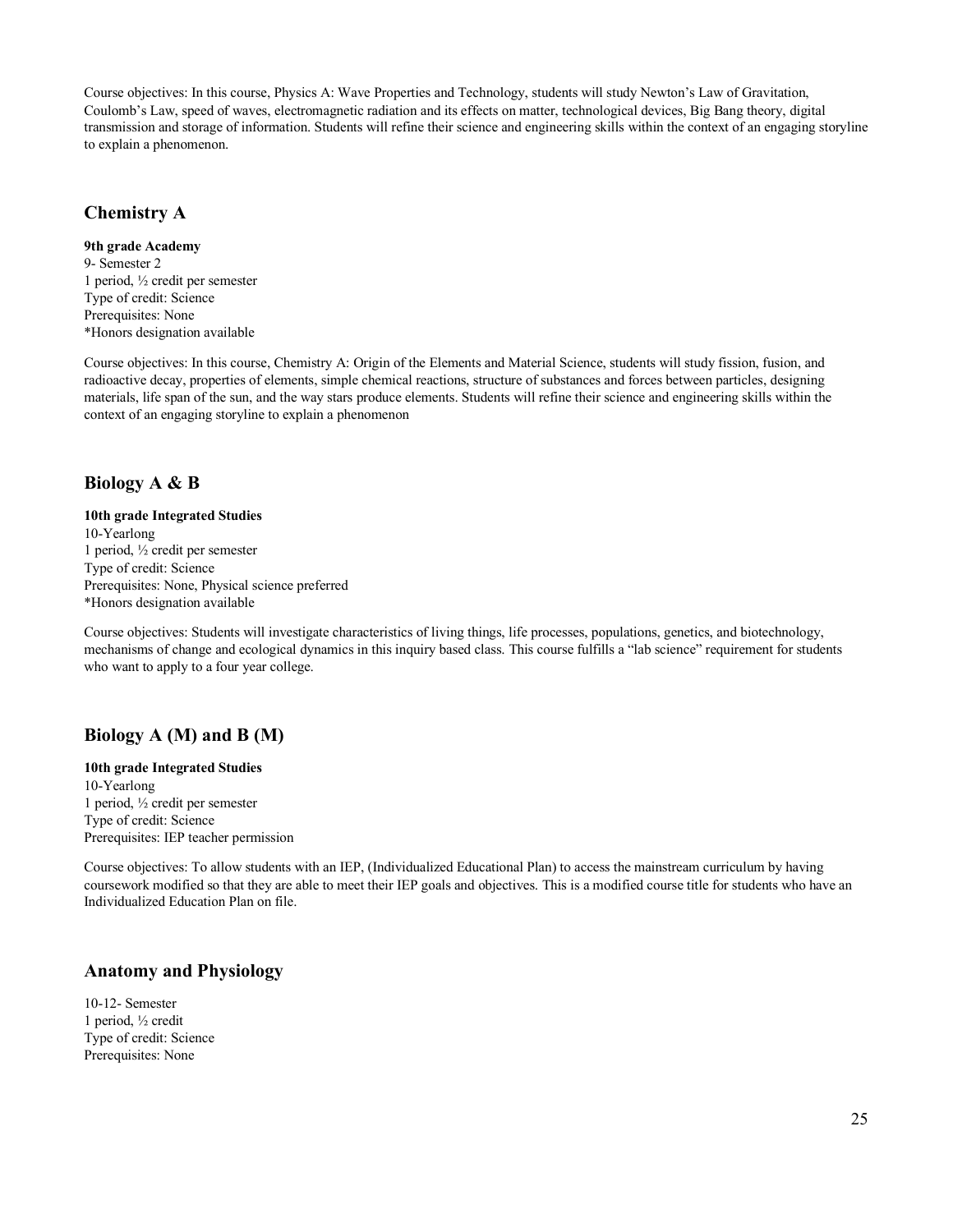Course objectives: In this course, Physics A: Wave Properties and Technology, students will study Newton's Law of Gravitation, Coulomb's Law, speed of waves, electromagnetic radiation and its effects on matter, technological devices, Big Bang theory, digital transmission and storage of information. Students will refine their science and engineering skills within the context of an engaging storyline to explain a phenomenon.

## Chemistry A

**9th grade Academy**
9- Semester 2
1 period, ½ credit per semester
Type of credit: Science
Prerequisites: None
*Honors designation available

Course objectives: In this course, Chemistry A: Origin of the Elements and Material Science, students will study fission, fusion, and radioactive decay, properties of elements, simple chemical reactions, structure of substances and forces between particles, designing materials, life span of the sun, and the way stars produce elements. Students will refine their science and engineering skills within the context of an engaging storyline to explain a phenomenon

## Biology A & B

**10th grade Integrated Studies**
10-Yearlong
1 period, ½ credit per semester
Type of credit: Science
Prerequisites: None, Physical science preferred
*Honors designation available

Course objectives: Students will investigate characteristics of living things, life processes, populations, genetics, and biotechnology, mechanisms of change and ecological dynamics in this inquiry based class. This course fulfills a "lab science" requirement for students who want to apply to a four year college.

## Biology A (M) and B (M)

**10th grade Integrated Studies**
10-Yearlong
1 period, ½ credit per semester
Type of credit: Science
Prerequisites: IEP teacher permission

Course objectives: To allow students with an IEP, (Individualized Educational Plan) to access the mainstream curriculum by having coursework modified so that they are able to meet their IEP goals and objectives. This is a modified course title for students who have an Individualized Education Plan on file.

## Anatomy and Physiology

10-12- Semester
1 period, ½ credit
Type of credit: Science
Prerequisites: None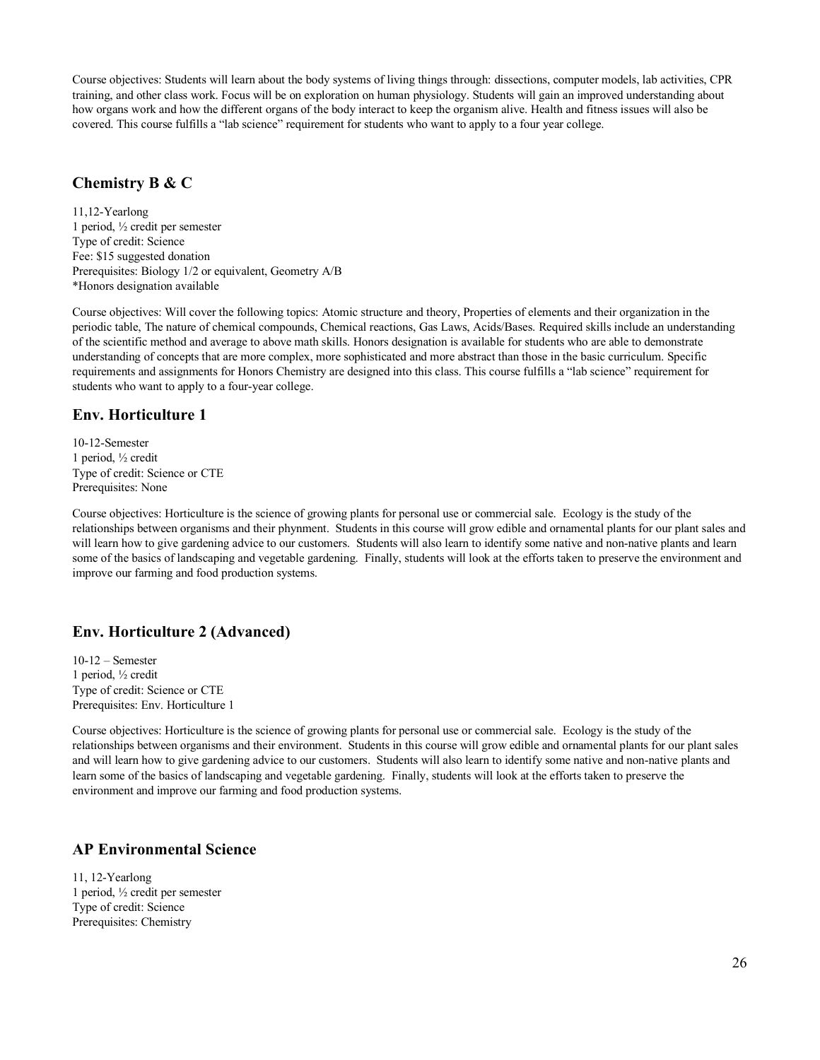Course objectives: Students will learn about the body systems of living things through: dissections, computer models, lab activities, CPR training, and other class work. Focus will be on exploration on human physiology. Students will gain an improved understanding about how organs work and how the different organs of the body interact to keep the organism alive. Health and fitness issues will also be covered. This course fulfills a "lab science" requirement for students who want to apply to a four year college.

## Chemistry B & C

11,12-Yearlong
1 period, ½ credit per semester
Type of credit: Science
Fee: $15 suggested donation
Prerequisites: Biology 1/2 or equivalent, Geometry A/B
*Honors designation available

Course objectives: Will cover the following topics: Atomic structure and theory, Properties of elements and their organization in the periodic table, The nature of chemical compounds, Chemical reactions, Gas Laws, Acids/Bases. Required skills include an understanding of the scientific method and average to above math skills. Honors designation is available for students who are able to demonstrate understanding of concepts that are more complex, more sophisticated and more abstract than those in the basic curriculum. Specific requirements and assignments for Honors Chemistry are designed into this class. This course fulfills a "lab science" requirement for students who want to apply to a four-year college.

## Env. Horticulture 1

10-12-Semester
1 period, ½ credit
Type of credit: Science or CTE
Prerequisites: None

Course objectives: Horticulture is the science of growing plants for personal use or commercial sale. Ecology is the study of the relationships between organisms and their phynment. Students in this course will grow edible and ornamental plants for our plant sales and will learn how to give gardening advice to our customers. Students will also learn to identify some native and non-native plants and learn some of the basics of landscaping and vegetable gardening. Finally, students will look at the efforts taken to preserve the environment and improve our farming and food production systems.

## Env. Horticulture 2 (Advanced)

10-12 – Semester
1 period, ½ credit
Type of credit: Science or CTE
Prerequisites: Env. Horticulture 1

Course objectives: Horticulture is the science of growing plants for personal use or commercial sale. Ecology is the study of the relationships between organisms and their environment. Students in this course will grow edible and ornamental plants for our plant sales and will learn how to give gardening advice to our customers. Students will also learn to identify some native and non-native plants and learn some of the basics of landscaping and vegetable gardening. Finally, students will look at the efforts taken to preserve the environment and improve our farming and food production systems.

## AP Environmental Science

11, 12-Yearlong
1 period, ½ credit per semester
Type of credit: Science
Prerequisites: Chemistry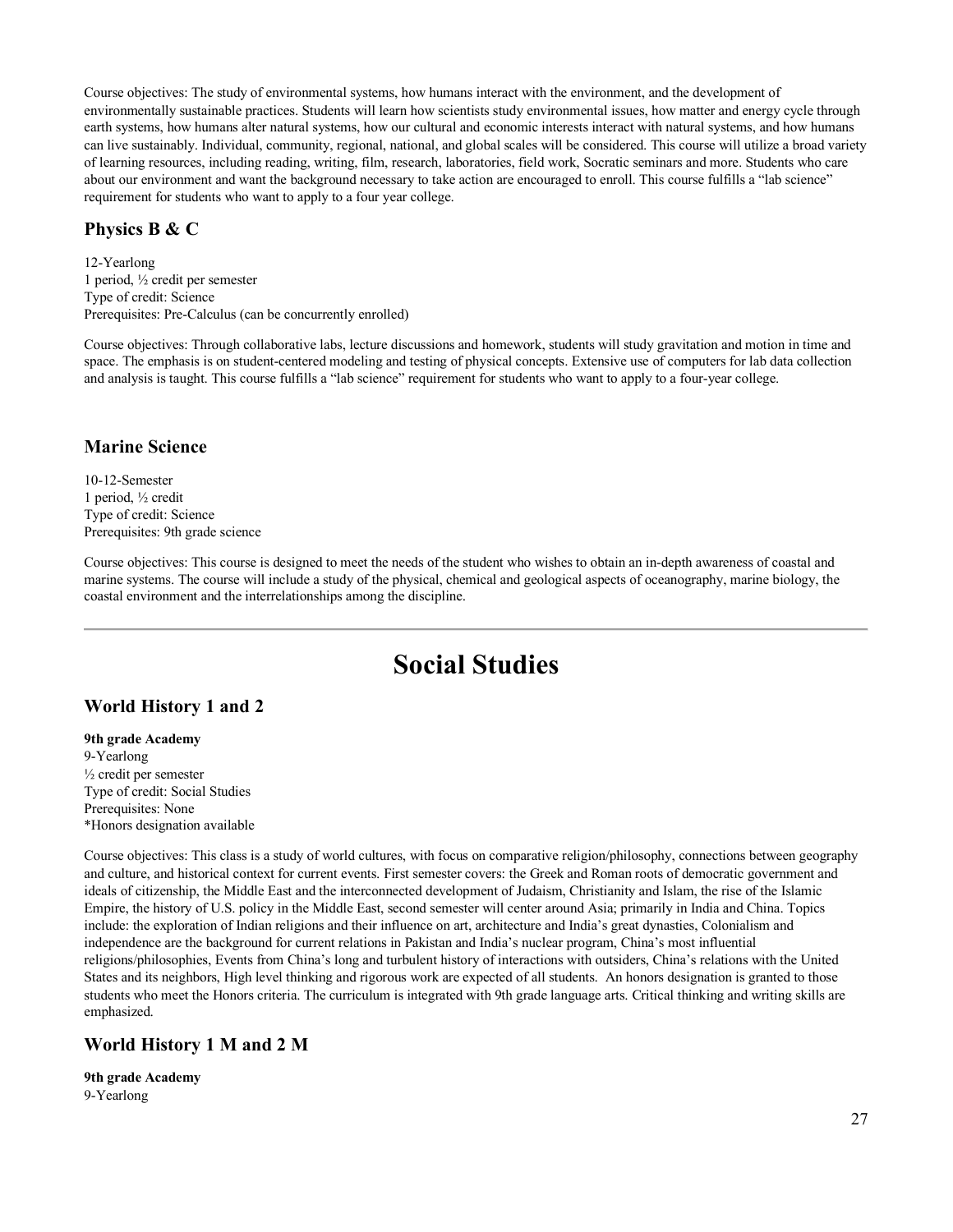Course objectives: The study of environmental systems, how humans interact with the environment, and the development of environmentally sustainable practices. Students will learn how scientists study environmental issues, how matter and energy cycle through earth systems, how humans alter natural systems, how our cultural and economic interests interact with natural systems, and how humans can live sustainably. Individual, community, regional, national, and global scales will be considered. This course will utilize a broad variety of learning resources, including reading, writing, film, research, laboratories, field work, Socratic seminars and more. Students who care about our environment and want the background necessary to take action are encouraged to enroll. This course fulfills a "lab science" requirement for students who want to apply to a four year college.

### Physics B & C

12-Yearlong
1 period, ½ credit per semester
Type of credit: Science
Prerequisites: Pre-Calculus (can be concurrently enrolled)

Course objectives: Through collaborative labs, lecture discussions and homework, students will study gravitation and motion in time and space. The emphasis is on student-centered modeling and testing of physical concepts. Extensive use of computers for lab data collection and analysis is taught. This course fulfills a "lab science" requirement for students who want to apply to a four-year college.

### Marine Science

10-12-Semester
1 period, ½ credit
Type of credit: Science
Prerequisites: 9th grade science

Course objectives: This course is designed to meet the needs of the student who wishes to obtain an in-depth awareness of coastal and marine systems. The course will include a study of the physical, chemical and geological aspects of oceanography, marine biology, the coastal environment and the interrelationships among the discipline.

---

# Social Studies

### World History 1 and 2

**9th grade Academy**
9-Yearlong
½ credit per semester
Type of credit: Social Studies
Prerequisites: None
*Honors designation available

Course objectives: This class is a study of world cultures, with focus on comparative religion/philosophy, connections between geography and culture, and historical context for current events. First semester covers: the Greek and Roman roots of democratic government and ideals of citizenship, the Middle East and the interconnected development of Judaism, Christianity and Islam, the rise of the Islamic Empire, the history of U.S. policy in the Middle East, second semester will center around Asia; primarily in India and China. Topics include: the exploration of Indian religions and their influence on art, architecture and India's great dynasties, Colonialism and independence are the background for current relations in Pakistan and India's nuclear program, China's most influential religions/philosophies, Events from China's long and turbulent history of interactions with outsiders, China's relations with the United States and its neighbors, High level thinking and rigorous work are expected of all students. An honors designation is granted to those students who meet the Honors criteria. The curriculum is integrated with 9th grade language arts. Critical thinking and writing skills are emphasized.

### World History 1 M and 2 M

**9th grade Academy**
9-Yearlong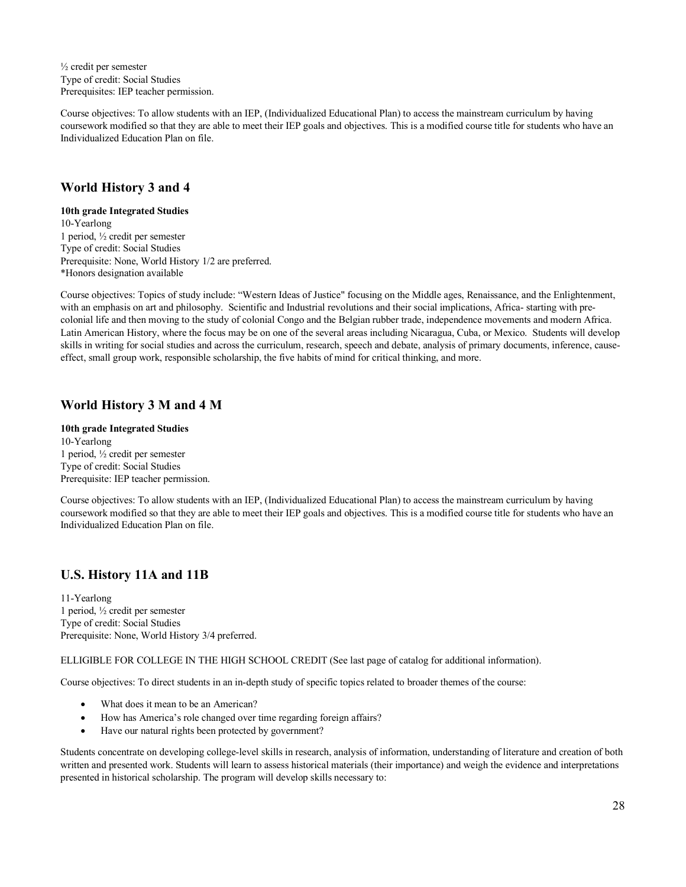½ credit per semester
Type of credit: Social Studies
Prerequisites: IEP teacher permission.

Course objectives: To allow students with an IEP, (Individualized Educational Plan) to access the mainstream curriculum by having coursework modified so that they are able to meet their IEP goals and objectives. This is a modified course title for students who have an Individualized Education Plan on file.

## World History 3 and 4

**10th grade Integrated Studies**
10-Yearlong
1 period, ½ credit per semester
Type of credit: Social Studies
Prerequisite: None, World History 1/2 are preferred.
*Honors designation available

Course objectives: Topics of study include: "Western Ideas of Justice" focusing on the Middle ages, Renaissance, and the Enlightenment, with an emphasis on art and philosophy. Scientific and Industrial revolutions and their social implications, Africa- starting with pre-colonial life and then moving to the study of colonial Congo and the Belgian rubber trade, independence movements and modern Africa. Latin American History, where the focus may be on one of the several areas including Nicaragua, Cuba, or Mexico. Students will develop skills in writing for social studies and across the curriculum, research, speech and debate, analysis of primary documents, inference, cause-effect, small group work, responsible scholarship, the five habits of mind for critical thinking, and more.

## World History 3 M and 4 M

**10th grade Integrated Studies**
10-Yearlong
1 period, ½ credit per semester
Type of credit: Social Studies
Prerequisite: IEP teacher permission.

Course objectives: To allow students with an IEP, (Individualized Educational Plan) to access the mainstream curriculum by having coursework modified so that they are able to meet their IEP goals and objectives. This is a modified course title for students who have an Individualized Education Plan on file.

## U.S. History 11A and 11B

11-Yearlong
1 period, ½ credit per semester
Type of credit: Social Studies
Prerequisite: None, World History 3/4 preferred.

ELLIGIBLE FOR COLLEGE IN THE HIGH SCHOOL CREDIT (See last page of catalog for additional information).

Course objectives: To direct students in an in-depth study of specific topics related to broader themes of the course:

- What does it mean to be an American?
- How has America's role changed over time regarding foreign affairs?
- Have our natural rights been protected by government?

Students concentrate on developing college-level skills in research, analysis of information, understanding of literature and creation of both written and presented work. Students will learn to assess historical materials (their importance) and weigh the evidence and interpretations presented in historical scholarship. The program will develop skills necessary to: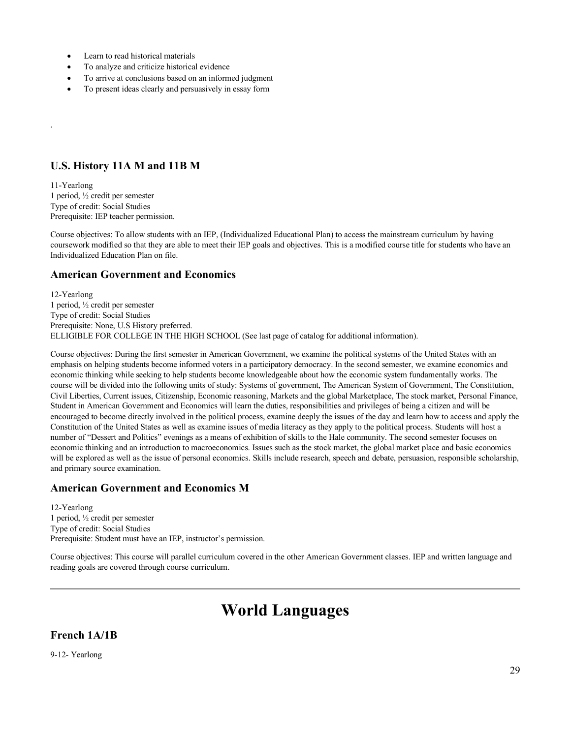- Learn to read historical materials
- To analyze and criticize historical evidence
- To arrive at conclusions based on an informed judgment
- To present ideas clearly and persuasively in essay form

.

### U.S. History 11A M and 11B M

11-Yearlong
1 period, ½ credit per semester
Type of credit: Social Studies
Prerequisite: IEP teacher permission.

Course objectives: To allow students with an IEP, (Individualized Educational Plan) to access the mainstream curriculum by having coursework modified so that they are able to meet their IEP goals and objectives. This is a modified course title for students who have an Individualized Education Plan on file.

### American Government and Economics

12-Yearlong
1 period, ½ credit per semester
Type of credit: Social Studies
Prerequisite: None, U.S History preferred.
ELLIGIBLE FOR COLLEGE IN THE HIGH SCHOOL (See last page of catalog for additional information).

Course objectives: During the first semester in American Government, we examine the political systems of the United States with an emphasis on helping students become informed voters in a participatory democracy. In the second semester, we examine economics and economic thinking while seeking to help students become knowledgeable about how the economic system fundamentally works. The course will be divided into the following units of study: Systems of government, The American System of Government, The Constitution, Civil Liberties, Current issues, Citizenship, Economic reasoning, Markets and the global Marketplace, The stock market, Personal Finance, Student in American Government and Economics will learn the duties, responsibilities and privileges of being a citizen and will be encouraged to become directly involved in the political process, examine deeply the issues of the day and learn how to access and apply the Constitution of the United States as well as examine issues of media literacy as they apply to the political process. Students will host a number of "Dessert and Politics" evenings as a means of exhibition of skills to the Hale community. The second semester focuses on economic thinking and an introduction to macroeconomics. Issues such as the stock market, the global market place and basic economics will be explored as well as the issue of personal economics. Skills include research, speech and debate, persuasion, responsible scholarship, and primary source examination.

### American Government and Economics M

12-Yearlong
1 period, ½ credit per semester
Type of credit: Social Studies
Prerequisite: Student must have an IEP, instructor's permission.

Course objectives: This course will parallel curriculum covered in the other American Government classes. IEP and written language and reading goals are covered through course curriculum.

---

# World Languages

### French 1A/1B

9-12- Yearlong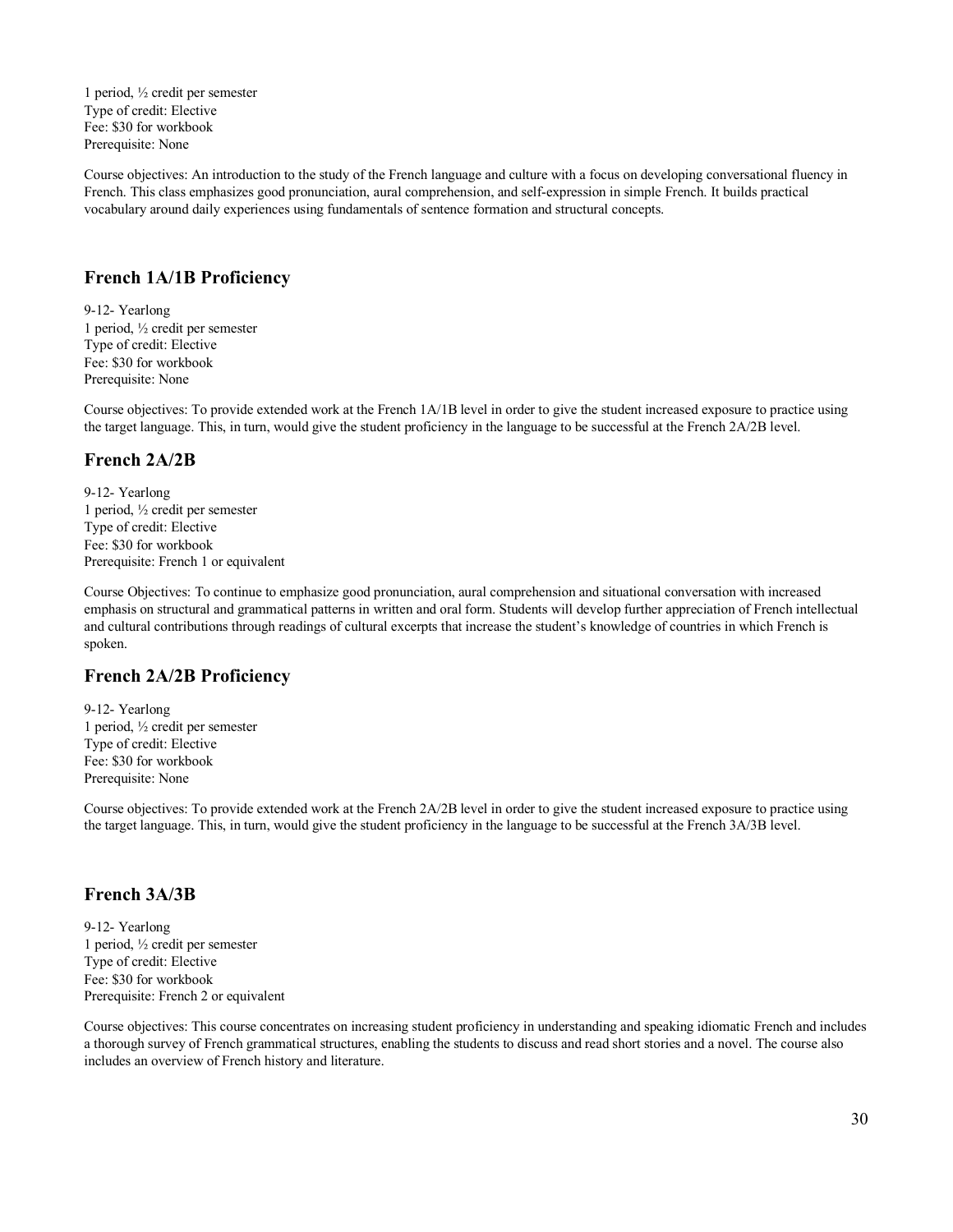1 period, ½ credit per semester
Type of credit: Elective
Fee: $30 for workbook
Prerequisite: None

Course objectives: An introduction to the study of the French language and culture with a focus on developing conversational fluency in French. This class emphasizes good pronunciation, aural comprehension, and self-expression in simple French. It builds practical vocabulary around daily experiences using fundamentals of sentence formation and structural concepts.

## French 1A/1B Proficiency

9-12- Yearlong
1 period, ½ credit per semester
Type of credit: Elective
Fee: $30 for workbook
Prerequisite: None

Course objectives: To provide extended work at the French 1A/1B level in order to give the student increased exposure to practice using the target language. This, in turn, would give the student proficiency in the language to be successful at the French 2A/2B level.

## French 2A/2B

9-12- Yearlong
1 period, ½ credit per semester
Type of credit: Elective
Fee: $30 for workbook
Prerequisite: French 1 or equivalent

Course Objectives: To continue to emphasize good pronunciation, aural comprehension and situational conversation with increased emphasis on structural and grammatical patterns in written and oral form. Students will develop further appreciation of French intellectual and cultural contributions through readings of cultural excerpts that increase the student's knowledge of countries in which French is spoken.

## French 2A/2B Proficiency

9-12- Yearlong
1 period, ½ credit per semester
Type of credit: Elective
Fee: $30 for workbook
Prerequisite: None

Course objectives: To provide extended work at the French 2A/2B level in order to give the student increased exposure to practice using the target language. This, in turn, would give the student proficiency in the language to be successful at the French 3A/3B level.

## French 3A/3B

9-12- Yearlong
1 period, ½ credit per semester
Type of credit: Elective
Fee: $30 for workbook
Prerequisite: French 2 or equivalent

Course objectives: This course concentrates on increasing student proficiency in understanding and speaking idiomatic French and includes a thorough survey of French grammatical structures, enabling the students to discuss and read short stories and a novel. The course also includes an overview of French history and literature.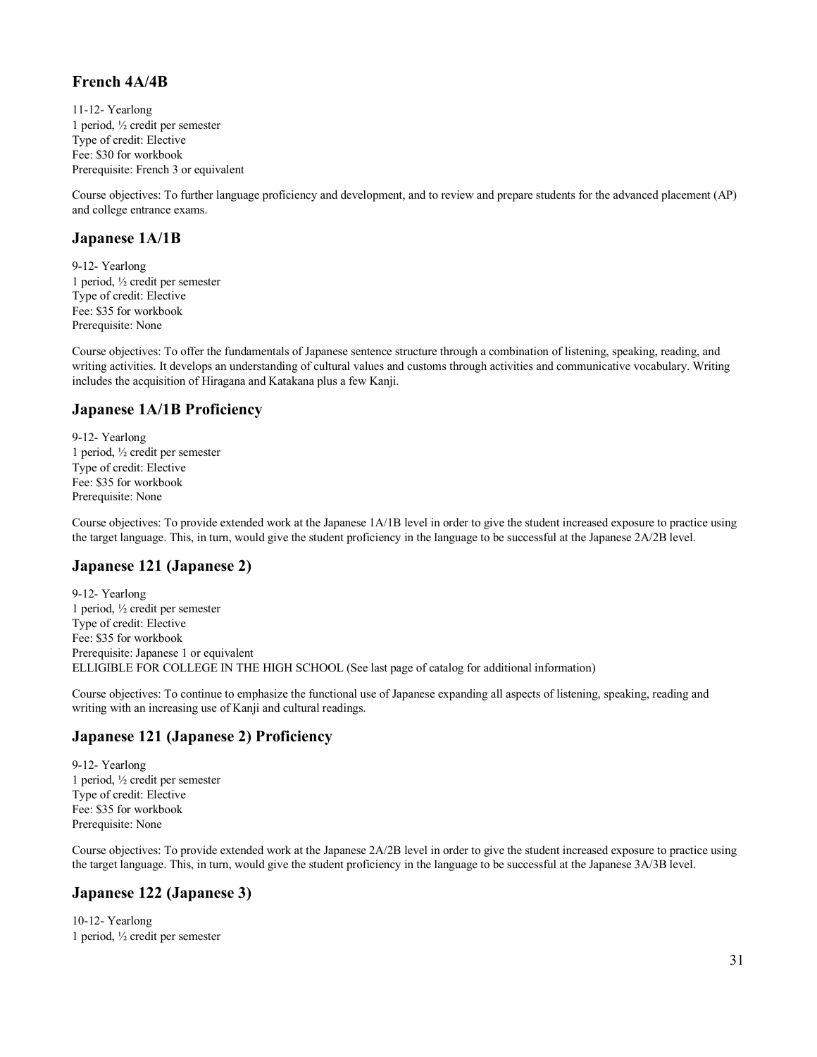## French 4A/4B

11-12- Yearlong
1 period, ½ credit per semester
Type of credit: Elective
Fee: $30 for workbook
Prerequisite: French 3 or equivalent

Course objectives: To further language proficiency and development, and to review and prepare students for the advanced placement (AP) and college entrance exams.

## Japanese 1A/1B

9-12- Yearlong
1 period, ½ credit per semester
Type of credit: Elective
Fee: $35 for workbook
Prerequisite: None

Course objectives: To offer the fundamentals of Japanese sentence structure through a combination of listening, speaking, reading, and writing activities. It develops an understanding of cultural values and customs through activities and communicative vocabulary. Writing includes the acquisition of Hiragana and Katakana plus a few Kanji.

## Japanese 1A/1B Proficiency

9-12- Yearlong
1 period, ½ credit per semester
Type of credit: Elective
Fee: $35 for workbook
Prerequisite: None

Course objectives: To provide extended work at the Japanese 1A/1B level in order to give the student increased exposure to practice using the target language. This, in turn, would give the student proficiency in the language to be successful at the Japanese 2A/2B level.

## Japanese 121 (Japanese 2)

9-12- Yearlong
1 period, ½ credit per semester
Type of credit: Elective
Fee: $35 for workbook
Prerequisite: Japanese 1 or equivalent
ELLIGIBLE FOR COLLEGE IN THE HIGH SCHOOL (See last page of catalog for additional information)

Course objectives: To continue to emphasize the functional use of Japanese expanding all aspects of listening, speaking, reading and writing with an increasing use of Kanji and cultural readings.

## Japanese 121 (Japanese 2) Proficiency

9-12- Yearlong
1 period, ½ credit per semester
Type of credit: Elective
Fee: $35 for workbook
Prerequisite: None

Course objectives: To provide extended work at the Japanese 2A/2B level in order to give the student increased exposure to practice using the target language. This, in turn, would give the student proficiency in the language to be successful at the Japanese 3A/3B level.

## Japanese 122 (Japanese 3)

10-12- Yearlong
1 period, ½ credit per semester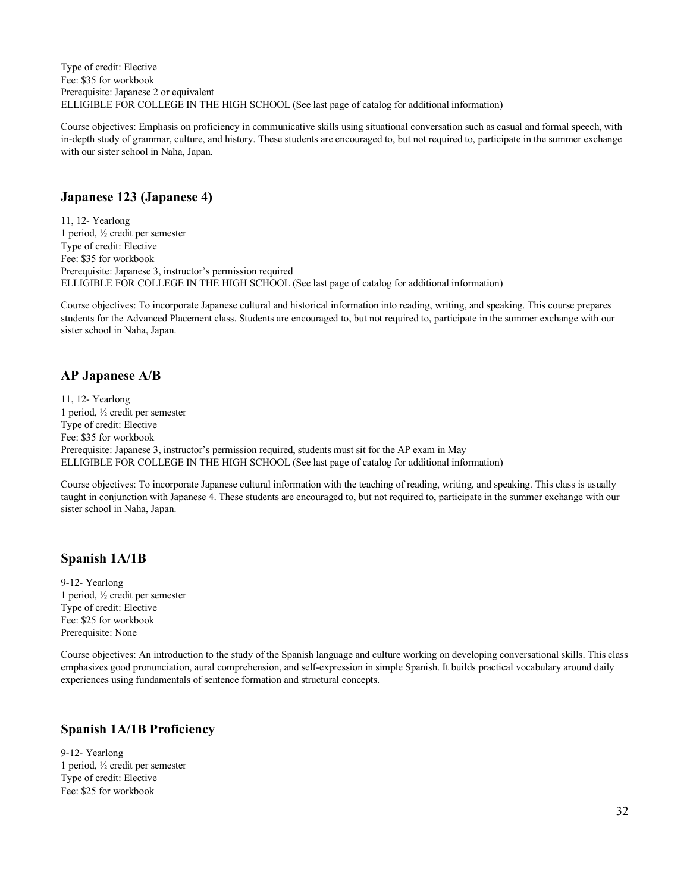Type of credit: Elective
Fee: $35 for workbook
Prerequisite: Japanese 2 or equivalent
ELLIGIBLE FOR COLLEGE IN THE HIGH SCHOOL (See last page of catalog for additional information)

Course objectives: Emphasis on proficiency in communicative skills using situational conversation such as casual and formal speech, with in-depth study of grammar, culture, and history. These students are encouraged to, but not required to, participate in the summer exchange with our sister school in Naha, Japan.

## Japanese 123 (Japanese 4)

11, 12- Yearlong
1 period, ½ credit per semester
Type of credit: Elective
Fee: $35 for workbook
Prerequisite: Japanese 3, instructor's permission required
ELLIGIBLE FOR COLLEGE IN THE HIGH SCHOOL (See last page of catalog for additional information)

Course objectives: To incorporate Japanese cultural and historical information into reading, writing, and speaking. This course prepares students for the Advanced Placement class. Students are encouraged to, but not required to, participate in the summer exchange with our sister school in Naha, Japan.

## AP Japanese A/B

11, 12- Yearlong
1 period, ½ credit per semester
Type of credit: Elective
Fee: $35 for workbook
Prerequisite: Japanese 3, instructor's permission required, students must sit for the AP exam in May
ELLIGIBLE FOR COLLEGE IN THE HIGH SCHOOL (See last page of catalog for additional information)

Course objectives: To incorporate Japanese cultural information with the teaching of reading, writing, and speaking. This class is usually taught in conjunction with Japanese 4. These students are encouraged to, but not required to, participate in the summer exchange with our sister school in Naha, Japan.

## Spanish 1A/1B

9-12- Yearlong
1 period, ½ credit per semester
Type of credit: Elective
Fee: $25 for workbook
Prerequisite: None

Course objectives: An introduction to the study of the Spanish language and culture working on developing conversational skills. This class emphasizes good pronunciation, aural comprehension, and self-expression in simple Spanish. It builds practical vocabulary around daily experiences using fundamentals of sentence formation and structural concepts.

## Spanish 1A/1B Proficiency

9-12- Yearlong
1 period, ½ credit per semester
Type of credit: Elective
Fee: $25 for workbook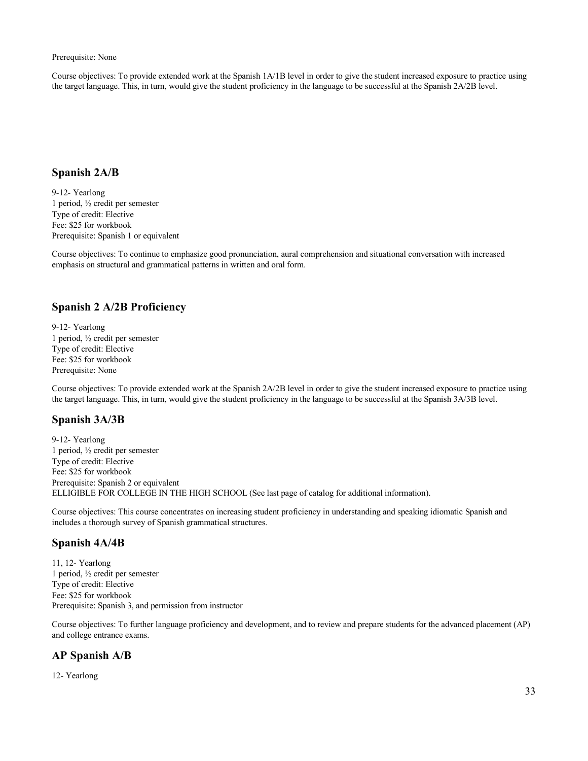Prerequisite: None

Course objectives: To provide extended work at the Spanish 1A/1B level in order to give the student increased exposure to practice using the target language. This, in turn, would give the student proficiency in the language to be successful at the Spanish 2A/2B level.

## Spanish 2A/B

9-12- Yearlong
1 period, ½ credit per semester
Type of credit: Elective
Fee: $25 for workbook
Prerequisite: Spanish 1 or equivalent

Course objectives: To continue to emphasize good pronunciation, aural comprehension and situational conversation with increased emphasis on structural and grammatical patterns in written and oral form.

## Spanish 2 A/2B Proficiency

9-12- Yearlong
1 period, ½ credit per semester
Type of credit: Elective
Fee: $25 for workbook
Prerequisite: None

Course objectives: To provide extended work at the Spanish 2A/2B level in order to give the student increased exposure to practice using the target language. This, in turn, would give the student proficiency in the language to be successful at the Spanish 3A/3B level.

## Spanish 3A/3B

9-12- Yearlong
1 period, ½ credit per semester
Type of credit: Elective
Fee: $25 for workbook
Prerequisite: Spanish 2 or equivalent
ELLIGIBLE FOR COLLEGE IN THE HIGH SCHOOL (See last page of catalog for additional information).

Course objectives: This course concentrates on increasing student proficiency in understanding and speaking idiomatic Spanish and includes a thorough survey of Spanish grammatical structures.

## Spanish 4A/4B

11, 12- Yearlong
1 period, ½ credit per semester
Type of credit: Elective
Fee: $25 for workbook
Prerequisite: Spanish 3, and permission from instructor

Course objectives: To further language proficiency and development, and to review and prepare students for the advanced placement (AP) and college entrance exams.

## AP Spanish A/B

12- Yearlong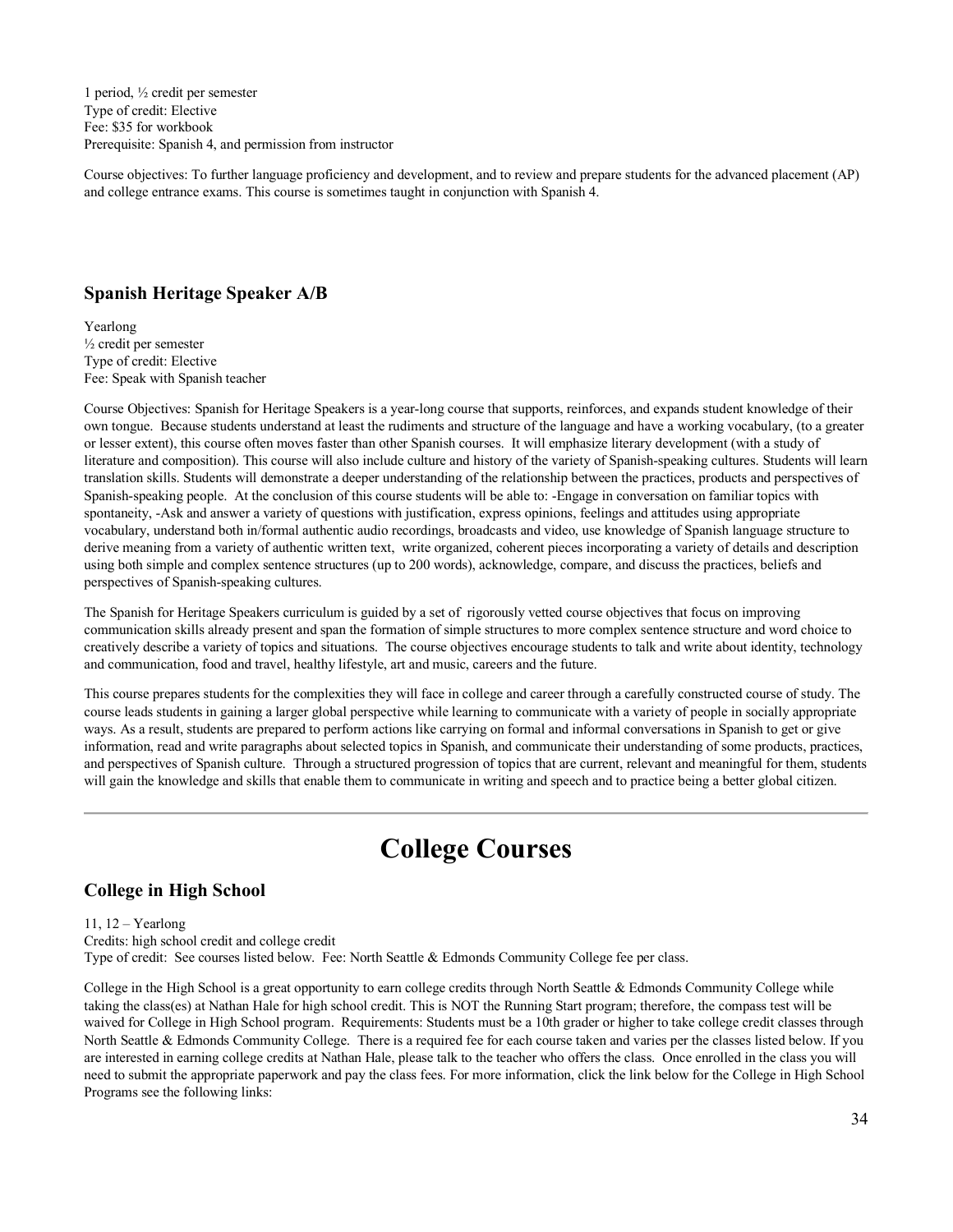1 period, ½ credit per semester
Type of credit: Elective
Fee: $35 for workbook
Prerequisite: Spanish 4, and permission from instructor

Course objectives: To further language proficiency and development, and to review and prepare students for the advanced placement (AP) and college entrance exams. This course is sometimes taught in conjunction with Spanish 4.

### Spanish Heritage Speaker A/B

Yearlong
½ credit per semester
Type of credit: Elective
Fee: Speak with Spanish teacher

Course Objectives: Spanish for Heritage Speakers is a year-long course that supports, reinforces, and expands student knowledge of their own tongue. Because students understand at least the rudiments and structure of the language and have a working vocabulary, (to a greater or lesser extent), this course often moves faster than other Spanish courses. It will emphasize literary development (with a study of literature and composition). This course will also include culture and history of the variety of Spanish-speaking cultures. Students will learn translation skills. Students will demonstrate a deeper understanding of the relationship between the practices, products and perspectives of Spanish-speaking people. At the conclusion of this course students will be able to: -Engage in conversation on familiar topics with spontaneity, -Ask and answer a variety of questions with justification, express opinions, feelings and attitudes using appropriate vocabulary, understand both in/formal authentic audio recordings, broadcasts and video, use knowledge of Spanish language structure to derive meaning from a variety of authentic written text, write organized, coherent pieces incorporating a variety of details and description using both simple and complex sentence structures (up to 200 words), acknowledge, compare, and discuss the practices, beliefs and perspectives of Spanish-speaking cultures.

The Spanish for Heritage Speakers curriculum is guided by a set of rigorously vetted course objectives that focus on improving communication skills already present and span the formation of simple structures to more complex sentence structure and word choice to creatively describe a variety of topics and situations. The course objectives encourage students to talk and write about identity, technology and communication, food and travel, healthy lifestyle, art and music, careers and the future.

This course prepares students for the complexities they will face in college and career through a carefully constructed course of study. The course leads students in gaining a larger global perspective while learning to communicate with a variety of people in socially appropriate ways. As a result, students are prepared to perform actions like carrying on formal and informal conversations in Spanish to get or give information, read and write paragraphs about selected topics in Spanish, and communicate their understanding of some products, practices, and perspectives of Spanish culture. Through a structured progression of topics that are current, relevant and meaningful for them, students will gain the knowledge and skills that enable them to communicate in writing and speech and to practice being a better global citizen.

---

# College Courses

### College in High School

11, 12 – Yearlong
Credits: high school credit and college credit
Type of credit: See courses listed below. Fee: North Seattle & Edmonds Community College fee per class.

College in the High School is a great opportunity to earn college credits through North Seattle & Edmonds Community College while taking the class(es) at Nathan Hale for high school credit. This is NOT the Running Start program; therefore, the compass test will be waived for College in High School program. Requirements: Students must be a 10th grader or higher to take college credit classes through North Seattle & Edmonds Community College. There is a required fee for each course taken and varies per the classes listed below. If you are interested in earning college credits at Nathan Hale, please talk to the teacher who offers the class. Once enrolled in the class you will need to submit the appropriate paperwork and pay the class fees. For more information, click the link below for the College in High School Programs see the following links: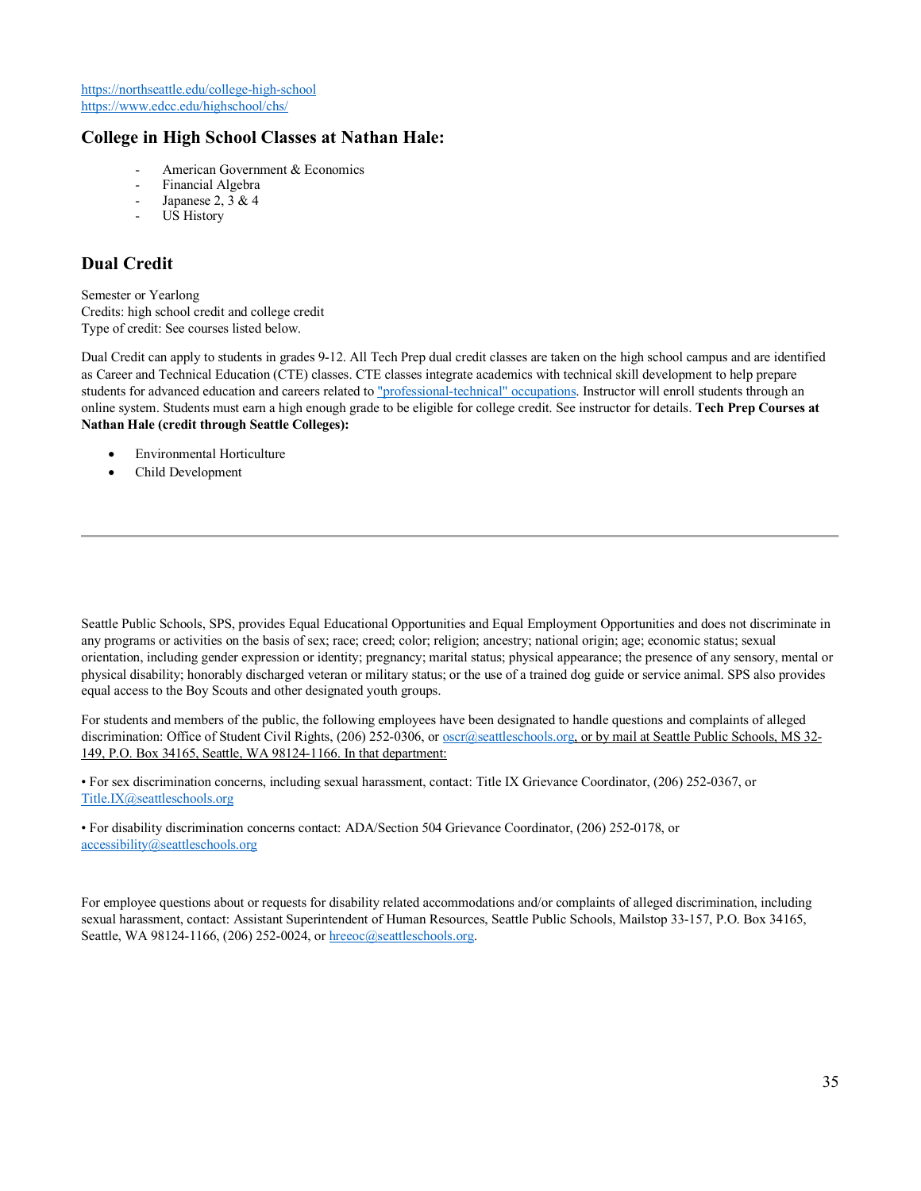https://northseattle.edu/college-high-school
https://www.edcc.edu/highschool/chs/

## College in High School Classes at Nathan Hale:

- American Government & Economics
- Financial Algebra
- Japanese 2, 3 & 4
- US History

## Dual Credit

Semester or Yearlong
Credits: high school credit and college credit
Type of credit: See courses listed below.

Dual Credit can apply to students in grades 9-12. All Tech Prep dual credit classes are taken on the high school campus and are identified as Career and Technical Education (CTE) classes. CTE classes integrate academics with technical skill development to help prepare students for advanced education and careers related to "professional-technical" occupations. Instructor will enroll students through an online system. Students must earn a high enough grade to be eligible for college credit. See instructor for details. **Tech Prep Courses at Nathan Hale (credit through Seattle Colleges):**

- Environmental Horticulture
- Child Development

---

Seattle Public Schools, SPS, provides Equal Educational Opportunities and Equal Employment Opportunities and does not discriminate in any programs or activities on the basis of sex; race; creed; color; religion; ancestry; national origin; age; economic status; sexual orientation, including gender expression or identity; pregnancy; marital status; physical appearance; the presence of any sensory, mental or physical disability; honorably discharged veteran or military status; or the use of a trained dog guide or service animal. SPS also provides equal access to the Boy Scouts and other designated youth groups.

For students and members of the public, the following employees have been designated to handle questions and complaints of alleged discrimination: Office of Student Civil Rights, (206) 252-0306, or oscr@seattleschools.org, or by mail at Seattle Public Schools, MS 32-149, P.O. Box 34165, Seattle, WA 98124-1166. In that department:

• For sex discrimination concerns, including sexual harassment, contact: Title IX Grievance Coordinator, (206) 252-0367, or Title.IX@seattleschools.org

• For disability discrimination concerns contact: ADA/Section 504 Grievance Coordinator, (206) 252-0178, or accessibility@seattleschools.org

For employee questions about or requests for disability related accommodations and/or complaints of alleged discrimination, including sexual harassment, contact: Assistant Superintendent of Human Resources, Seattle Public Schools, Mailstop 33-157, P.O. Box 34165, Seattle, WA 98124-1166, (206) 252-0024, or hreeoc@seattleschools.org.